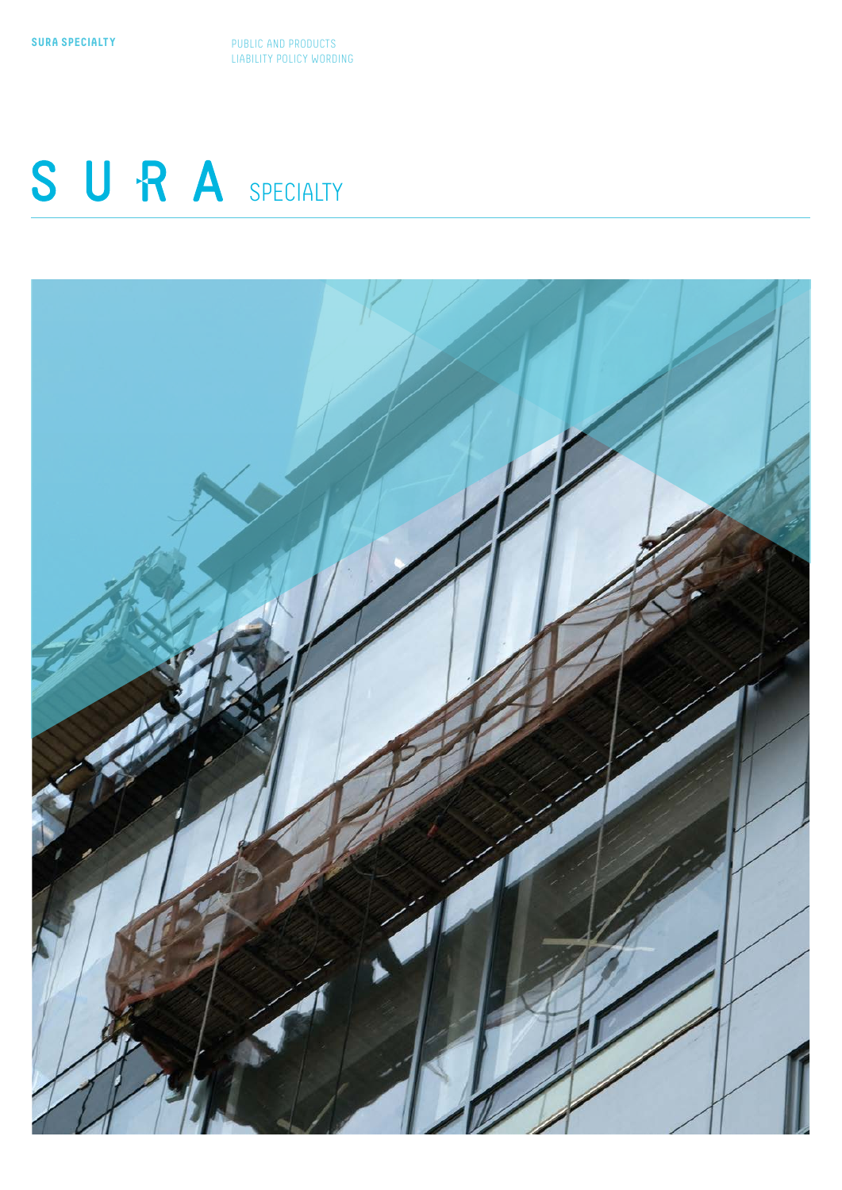SURA SPECIALTY

PUBLIC AND PRODUCTS
LIABILITY POLICY WORDING

# SURA SPECIALTY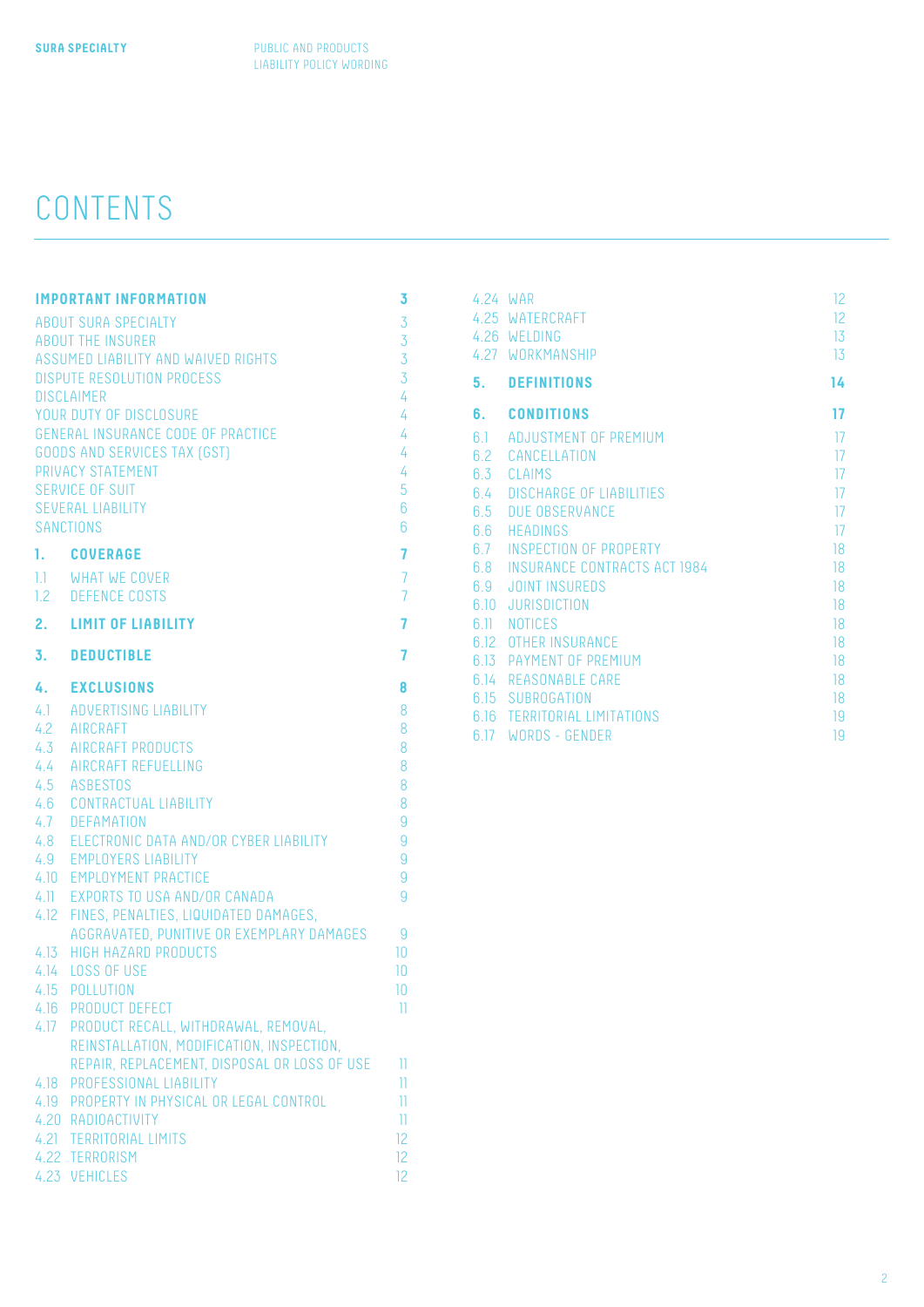# CONTENTS

| | | |
|---|---|---|
| **IMPORTANT INFORMATION** | | **3** |
| ABOUT SURA SPECIALTY | | 3 |
| ABOUT THE INSURER | | 3 |
| ASSUMED LIABILITY AND WAIVED RIGHTS | | 3 |
| DISPUTE RESOLUTION PROCESS | | 3 |
| DISCLAIMER | | 4 |
| YOUR DUTY OF DISCLOSURE | | 4 |
| GENERAL INSURANCE CODE OF PRACTICE | | 4 |
| GOODS AND SERVICES TAX (GST) | | 4 |
| PRIVACY STATEMENT | | 4 |
| SERVICE OF SUIT | | 5 |
| SEVERAL LIABILITY | | 6 |
| SANCTIONS | | 6 |
| **1.** | **COVERAGE** | **7** |
| 1.1 | WHAT WE COVER | 7 |
| 1.2 | DEFENCE COSTS | 7 |
| **2.** | **LIMIT OF LIABILITY** | **7** |
| **3.** | **DEDUCTIBLE** | **7** |
| **4.** | **EXCLUSIONS** | **8** |
| 4.1 | ADVERTISING LIABILITY | 8 |
| 4.2 | AIRCRAFT | 8 |
| 4.3 | AIRCRAFT PRODUCTS | 8 |
| 4.4 | AIRCRAFT REFUELLING | 8 |
| 4.5 | ASBESTOS | 8 |
| 4.6 | CONTRACTUAL LIABILITY | 8 |
| 4.7 | DEFAMATION | 9 |
| 4.8 | ELECTRONIC DATA AND/OR CYBER LIABILITY | 9 |
| 4.9 | EMPLOYERS LIABILITY | 9 |
| 4.10 | EMPLOYMENT PRACTICE | 9 |
| 4.11 | EXPORTS TO USA AND/OR CANADA | 9 |
| 4.12 | FINES, PENALTIES, LIQUIDATED DAMAGES, AGGRAVATED, PUNITIVE OR EXEMPLARY DAMAGES | 9 |
| 4.13 | HIGH HAZARD PRODUCTS | 10 |
| 4.14 | LOSS OF USE | 10 |
| 4.15 | POLLUTION | 10 |
| 4.16 | PRODUCT DEFECT | 11 |
| 4.17 | PRODUCT RECALL, WITHDRAWAL, REMOVAL, REINSTALLATION, MODIFICATION, INSPECTION, REPAIR, REPLACEMENT, DISPOSAL OR LOSS OF USE | 11 |
| 4.18 | PROFESSIONAL LIABILITY | 11 |
| 4.19 | PROPERTY IN PHYSICAL OR LEGAL CONTROL | 11 |
| 4.20 | RADIOACTIVITY | 11 |
| 4.21 | TERRITORIAL LIMITS | 12 |
| 4.22 | TERRORISM | 12 |
| 4.23 | VEHICLES | 12 |
| 4.24 | WAR | 12 |
| 4.25 | WATERCRAFT | 12 |
| 4.26 | WELDING | 13 |
| 4.27 | WORKMANSHIP | 13 |
| **5.** | **DEFINITIONS** | **14** |
| **6.** | **CONDITIONS** | **17** |
| 6.1 | ADJUSTMENT OF PREMIUM | 17 |
| 6.2 | CANCELLATION | 17 |
| 6.3 | CLAIMS | 17 |
| 6.4 | DISCHARGE OF LIABILITIES | 17 |
| 6.5 | DUE OBSERVANCE | 17 |
| 6.6 | HEADINGS | 17 |
| 6.7 | INSPECTION OF PROPERTY | 18 |
| 6.8 | INSURANCE CONTRACTS ACT 1984 | 18 |
| 6.9 | JOINT INSUREDS | 18 |
| 6.10 | JURISDICTION | 18 |
| 6.11 | NOTICES | 18 |
| 6.12 | OTHER INSURANCE | 18 |
| 6.13 | PAYMENT OF PREMIUM | 18 |
| 6.14 | REASONABLE CARE | 18 |
| 6.15 | SUBROGATION | 18 |
| 6.16 | TERRITORIAL LIMITATIONS | 19 |
| 6.17 | WORDS - GENDER | 19 |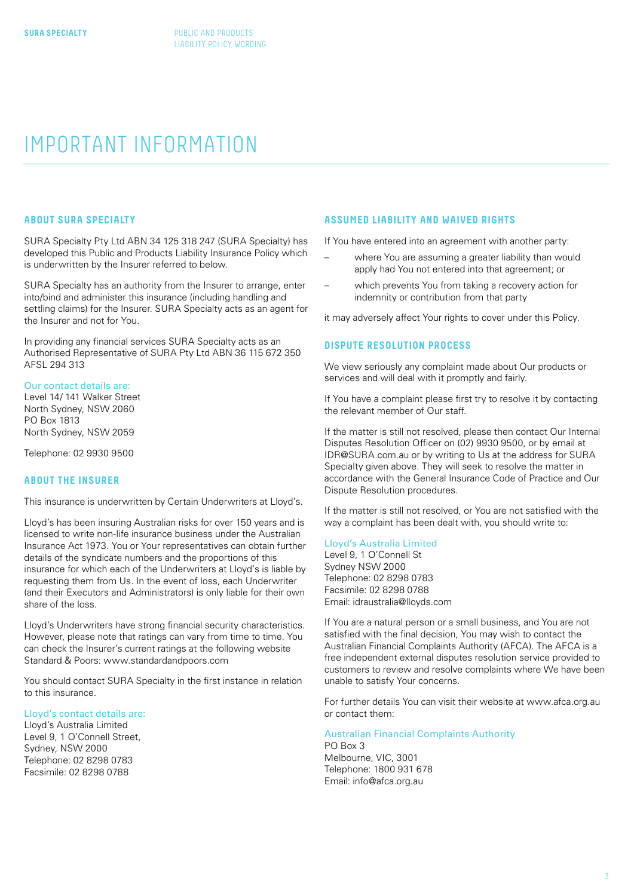# IMPORTANT INFORMATION

## ABOUT SURA SPECIALTY

SURA Specialty Pty Ltd ABN 34 125 318 247 (SURA Specialty) has developed this Public and Products Liability Insurance Policy which is underwritten by the Insurer referred to below.

SURA Specialty has an authority from the Insurer to arrange, enter into/bind and administer this insurance (including handling and settling claims) for the Insurer. SURA Specialty acts as an agent for the Insurer and not for You.

In providing any financial services SURA Specialty acts as an Authorised Representative of SURA Pty Ltd ABN 36 115 672 350 AFSL 294 313

Our contact details are:
Level 14/ 141 Walker Street
North Sydney, NSW 2060
PO Box 1813
North Sydney, NSW 2059

Telephone: 02 9930 9500

## ABOUT THE INSURER

This insurance is underwritten by Certain Underwriters at Lloyd's.

Lloyd's has been insuring Australian risks for over 150 years and is licensed to write non-life insurance business under the Australian Insurance Act 1973. You or Your representatives can obtain further details of the syndicate numbers and the proportions of this insurance for which each of the Underwriters at Lloyd's is liable by requesting them from Us. In the event of loss, each Underwriter (and their Executors and Administrators) is only liable for their own share of the loss.

Lloyd's Underwriters have strong financial security characteristics. However, please note that ratings can vary from time to time. You can check the Insurer's current ratings at the following website Standard & Poors: www.standardandpoors.com

You should contact SURA Specialty in the first instance in relation to this insurance.

Lloyd's contact details are:
Lloyd's Australia Limited
Level 9, 1 O'Connell Street,
Sydney, NSW 2000
Telephone: 02 8298 0783
Facsimile: 02 8298 0788

## ASSUMED LIABILITY AND WAIVED RIGHTS

If You have entered into an agreement with another party:

- where You are assuming a greater liability than would apply had You not entered into that agreement; or
- which prevents You from taking a recovery action for indemnity or contribution from that party

it may adversely affect Your rights to cover under this Policy.

## DISPUTE RESOLUTION PROCESS

We view seriously any complaint made about Our products or services and will deal with it promptly and fairly.

If You have a complaint please first try to resolve it by contacting the relevant member of Our staff.

If the matter is still not resolved, please then contact Our Internal Disputes Resolution Officer on (02) 9930 9500, or by email at IDR@SURA.com.au or by writing to Us at the address for SURA Specialty given above. They will seek to resolve the matter in accordance with the General Insurance Code of Practice and Our Dispute Resolution procedures.

If the matter is still not resolved, or You are not satisfied with the way a complaint has been dealt with, you should write to:

Lloyd's Australia Limited
Level 9, 1 O'Connell St
Sydney NSW 2000
Telephone: 02 8298 0783
Facsimile: 02 8298 0788
Email: idraustralia@lloyds.com

If You are a natural person or a small business, and You are not satisfied with the final decision, You may wish to contact the Australian Financial Complaints Authority (AFCA). The AFCA is a free independent external disputes resolution service provided to customers to review and resolve complaints where We have been unable to satisfy Your concerns.

For further details You can visit their website at www.afca.org.au or contact them:

Australian Financial Complaints Authority
PO Box 3
Melbourne, VIC, 3001
Telephone: 1800 931 678
Email: info@afca.org.au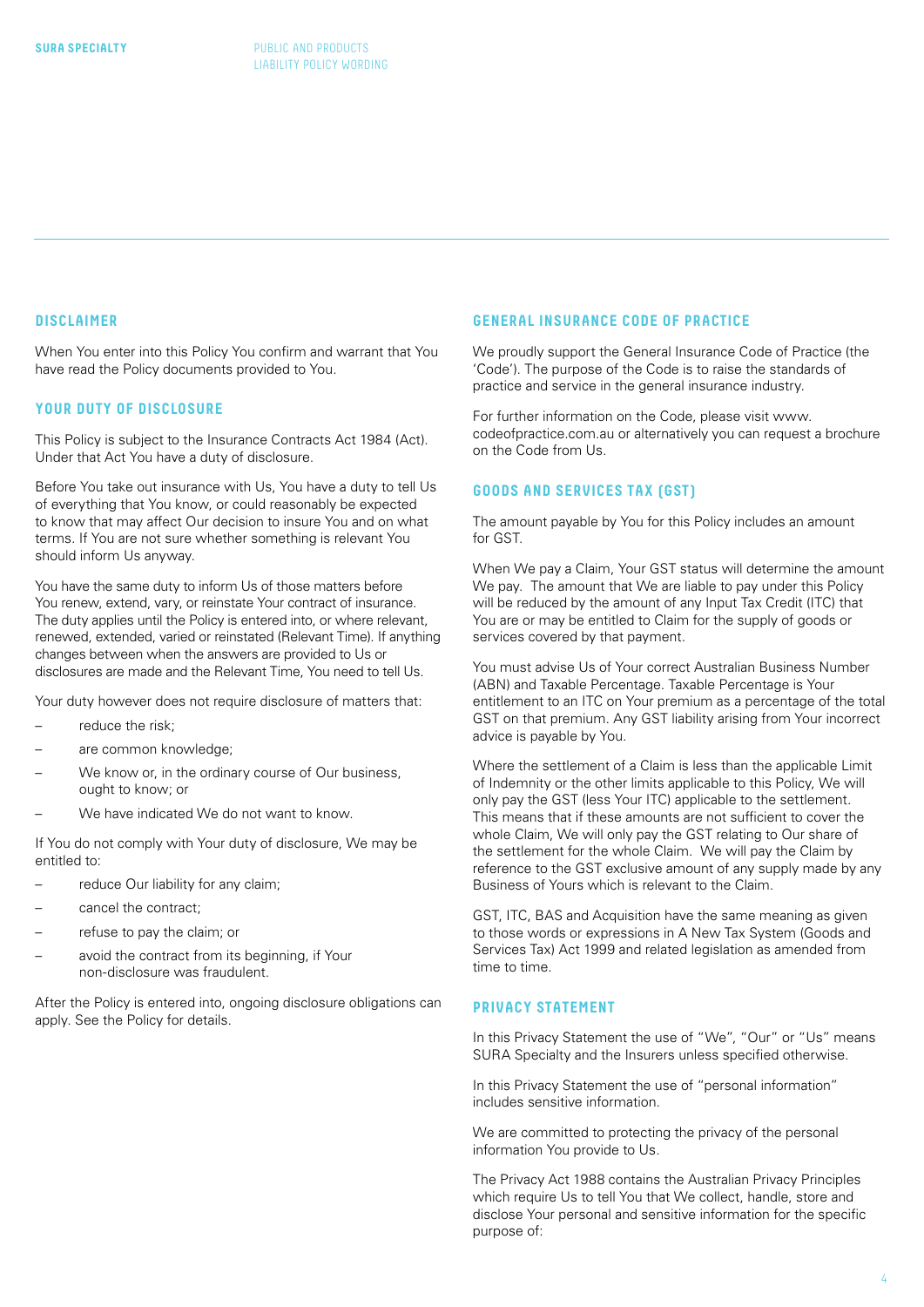## DISCLAIMER

When You enter into this Policy You confirm and warrant that You have read the Policy documents provided to You.

## YOUR DUTY OF DISCLOSURE

This Policy is subject to the Insurance Contracts Act 1984 (Act). Under that Act You have a duty of disclosure.

Before You take out insurance with Us, You have a duty to tell Us of everything that You know, or could reasonably be expected to know that may affect Our decision to insure You and on what terms. If You are not sure whether something is relevant You should inform Us anyway.

You have the same duty to inform Us of those matters before You renew, extend, vary, or reinstate Your contract of insurance. The duty applies until the Policy is entered into, or where relevant, renewed, extended, varied or reinstated (Relevant Time). If anything changes between when the answers are provided to Us or disclosures are made and the Relevant Time, You need to tell Us.

Your duty however does not require disclosure of matters that:

- reduce the risk;
- are common knowledge;
- We know or, in the ordinary course of Our business, ought to know; or
- We have indicated We do not want to know.

If You do not comply with Your duty of disclosure, We may be entitled to:

- reduce Our liability for any claim;
- cancel the contract;
- refuse to pay the claim; or
- avoid the contract from its beginning, if Your non-disclosure was fraudulent.

After the Policy is entered into, ongoing disclosure obligations can apply. See the Policy for details.

## GENERAL INSURANCE CODE OF PRACTICE

We proudly support the General Insurance Code of Practice (the 'Code'). The purpose of the Code is to raise the standards of practice and service in the general insurance industry.

For further information on the Code, please visit www.codeofpractice.com.au or alternatively you can request a brochure on the Code from Us.

## GOODS AND SERVICES TAX (GST)

The amount payable by You for this Policy includes an amount for GST.

When We pay a Claim, Your GST status will determine the amount We pay. The amount that We are liable to pay under this Policy will be reduced by the amount of any Input Tax Credit (ITC) that You are or may be entitled to Claim for the supply of goods or services covered by that payment.

You must advise Us of Your correct Australian Business Number (ABN) and Taxable Percentage. Taxable Percentage is Your entitlement to an ITC on Your premium as a percentage of the total GST on that premium. Any GST liability arising from Your incorrect advice is payable by You.

Where the settlement of a Claim is less than the applicable Limit of Indemnity or the other limits applicable to this Policy, We will only pay the GST (less Your ITC) applicable to the settlement. This means that if these amounts are not sufficient to cover the whole Claim, We will only pay the GST relating to Our share of the settlement for the whole Claim. We will pay the Claim by reference to the GST exclusive amount of any supply made by any Business of Yours which is relevant to the Claim.

GST, ITC, BAS and Acquisition have the same meaning as given to those words or expressions in A New Tax System (Goods and Services Tax) Act 1999 and related legislation as amended from time to time.

## PRIVACY STATEMENT

In this Privacy Statement the use of "We", "Our" or "Us" means SURA Specialty and the Insurers unless specified otherwise.

In this Privacy Statement the use of "personal information" includes sensitive information.

We are committed to protecting the privacy of the personal information You provide to Us.

The Privacy Act 1988 contains the Australian Privacy Principles which require Us to tell You that We collect, handle, store and disclose Your personal and sensitive information for the specific purpose of: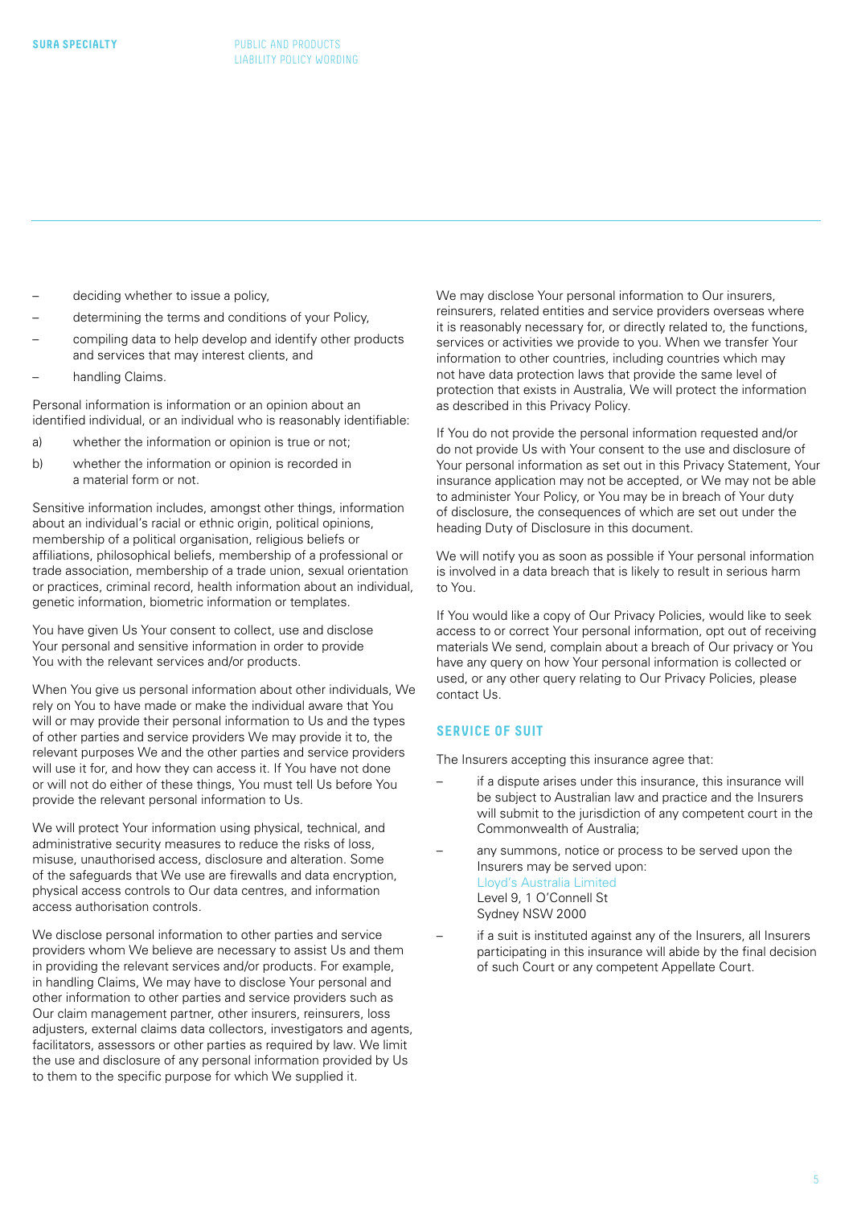- deciding whether to issue a policy,
- determining the terms and conditions of your Policy,
- compiling data to help develop and identify other products and services that may interest clients, and
- handling Claims.

Personal information is information or an opinion about an identified individual, or an individual who is reasonably identifiable:

a) whether the information or opinion is true or not;

b) whether the information or opinion is recorded in a material form or not.

Sensitive information includes, amongst other things, information about an individual's racial or ethnic origin, political opinions, membership of a political organisation, religious beliefs or affiliations, philosophical beliefs, membership of a professional or trade association, membership of a trade union, sexual orientation or practices, criminal record, health information about an individual, genetic information, biometric information or templates.

You have given Us Your consent to collect, use and disclose Your personal and sensitive information in order to provide You with the relevant services and/or products.

When You give us personal information about other individuals, We rely on You to have made or make the individual aware that You will or may provide their personal information to Us and the types of other parties and service providers We may provide it to, the relevant purposes We and the other parties and service providers will use it for, and how they can access it. If You have not done or will not do either of these things, You must tell Us before You provide the relevant personal information to Us.

We will protect Your information using physical, technical, and administrative security measures to reduce the risks of loss, misuse, unauthorised access, disclosure and alteration. Some of the safeguards that We use are firewalls and data encryption, physical access controls to Our data centres, and information access authorisation controls.

We disclose personal information to other parties and service providers whom We believe are necessary to assist Us and them in providing the relevant services and/or products. For example, in handling Claims, We may have to disclose Your personal and other information to other parties and service providers such as Our claim management partner, other insurers, reinsurers, loss adjusters, external claims data collectors, investigators and agents, facilitators, assessors or other parties as required by law. We limit the use and disclosure of any personal information provided by Us to them to the specific purpose for which We supplied it.

We may disclose Your personal information to Our insurers, reinsurers, related entities and service providers overseas where it is reasonably necessary for, or directly related to, the functions, services or activities we provide to you. When we transfer Your information to other countries, including countries which may not have data protection laws that provide the same level of protection that exists in Australia, We will protect the information as described in this Privacy Policy.

If You do not provide the personal information requested and/or do not provide Us with Your consent to the use and disclosure of Your personal information as set out in this Privacy Statement, Your insurance application may not be accepted, or We may not be able to administer Your Policy, or You may be in breach of Your duty of disclosure, the consequences of which are set out under the heading Duty of Disclosure in this document.

We will notify you as soon as possible if Your personal information is involved in a data breach that is likely to result in serious harm to You.

If You would like a copy of Our Privacy Policies, would like to seek access to or correct Your personal information, opt out of receiving materials We send, complain about a breach of Our privacy or You have any query on how Your personal information is collected or used, or any other query relating to Our Privacy Policies, please contact Us.

## SERVICE OF SUIT

The Insurers accepting this insurance agree that:

- if a dispute arises under this insurance, this insurance will be subject to Australian law and practice and the Insurers will submit to the jurisdiction of any competent court in the Commonwealth of Australia;
- any summons, notice or process to be served upon the Insurers may be served upon:
  Lloyd's Australia Limited
  Level 9, 1 O'Connell St
  Sydney NSW 2000
- if a suit is instituted against any of the Insurers, all Insurers participating in this insurance will abide by the final decision of such Court or any competent Appellate Court.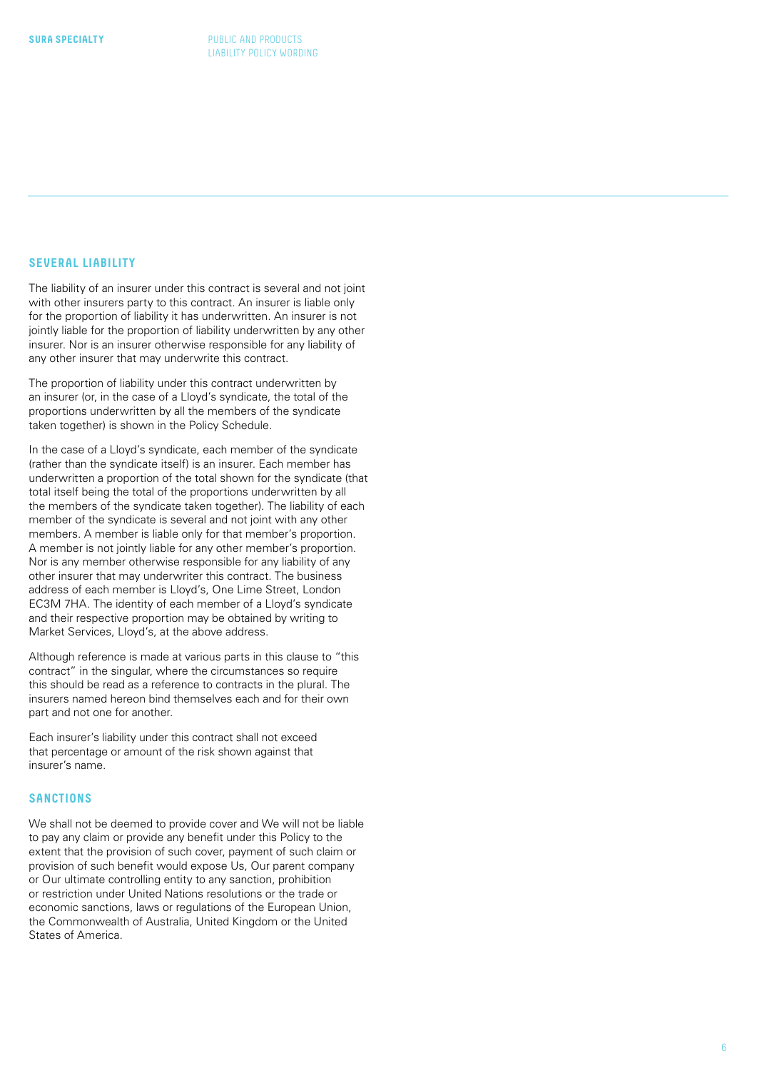## SEVERAL LIABILITY

The liability of an insurer under this contract is several and not joint with other insurers party to this contract. An insurer is liable only for the proportion of liability it has underwritten. An insurer is not jointly liable for the proportion of liability underwritten by any other insurer. Nor is an insurer otherwise responsible for any liability of any other insurer that may underwrite this contract.

The proportion of liability under this contract underwritten by an insurer (or, in the case of a Lloyd's syndicate, the total of the proportions underwritten by all the members of the syndicate taken together) is shown in the Policy Schedule.

In the case of a Lloyd's syndicate, each member of the syndicate (rather than the syndicate itself) is an insurer. Each member has underwritten a proportion of the total shown for the syndicate (that total itself being the total of the proportions underwritten by all the members of the syndicate taken together). The liability of each member of the syndicate is several and not joint with any other members. A member is liable only for that member's proportion. A member is not jointly liable for any other member's proportion. Nor is any member otherwise responsible for any liability of any other insurer that may underwriter this contract. The business address of each member is Lloyd's, One Lime Street, London EC3M 7HA. The identity of each member of a Lloyd's syndicate and their respective proportion may be obtained by writing to Market Services, Lloyd's, at the above address.

Although reference is made at various parts in this clause to "this contract" in the singular, where the circumstances so require this should be read as a reference to contracts in the plural. The insurers named hereon bind themselves each and for their own part and not one for another.

Each insurer's liability under this contract shall not exceed that percentage or amount of the risk shown against that insurer's name.

## SANCTIONS

We shall not be deemed to provide cover and We will not be liable to pay any claim or provide any benefit under this Policy to the extent that the provision of such cover, payment of such claim or provision of such benefit would expose Us, Our parent company or Our ultimate controlling entity to any sanction, prohibition or restriction under United Nations resolutions or the trade or economic sanctions, laws or regulations of the European Union, the Commonwealth of Australia, United Kingdom or the United States of America.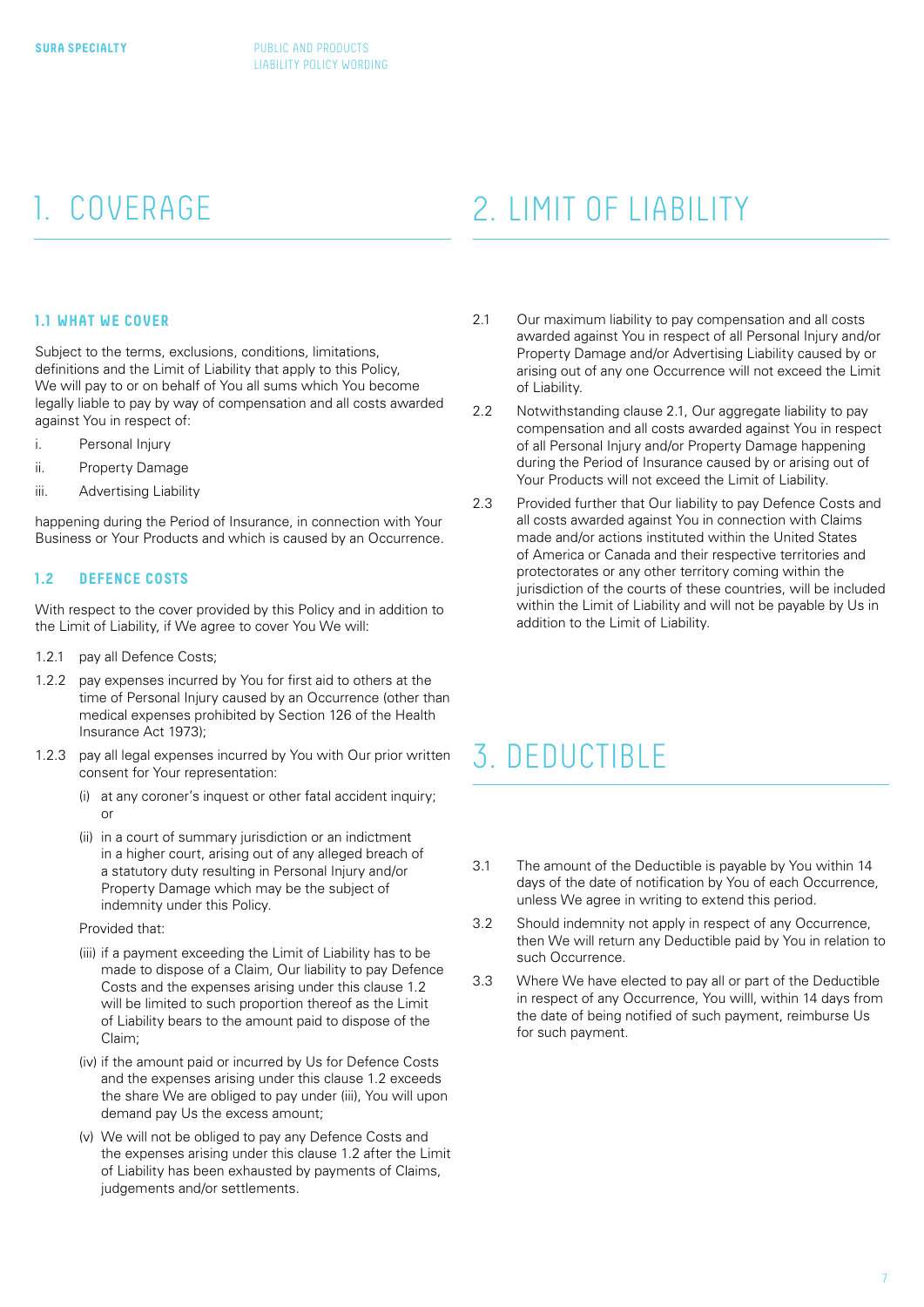# 1. COVERAGE

## 1.1 WHAT WE COVER

Subject to the terms, exclusions, conditions, limitations, definitions and the Limit of Liability that apply to this Policy, We will pay to or on behalf of You all sums which You become legally liable to pay by way of compensation and all costs awarded against You in respect of:

i. Personal Injury

ii. Property Damage

iii. Advertising Liability

happening during the Period of Insurance, in connection with Your Business or Your Products and which is caused by an Occurrence.

## 1.2 DEFENCE COSTS

With respect to the cover provided by this Policy and in addition to the Limit of Liability, if We agree to cover You We will:

1.2.1 pay all Defence Costs;

1.2.2 pay expenses incurred by You for first aid to others at the time of Personal Injury caused by an Occurrence (other than medical expenses prohibited by Section 126 of the Health Insurance Act 1973);

1.2.3 pay all legal expenses incurred by You with Our prior written consent for Your representation:

(i) at any coroner's inquest or other fatal accident inquiry; or

(ii) in a court of summary jurisdiction or an indictment in a higher court, arising out of any alleged breach of a statutory duty resulting in Personal Injury and/or Property Damage which may be the subject of indemnity under this Policy.

Provided that:

(iii) if a payment exceeding the Limit of Liability has to be made to dispose of a Claim, Our liability to pay Defence Costs and the expenses arising under this clause 1.2 will be limited to such proportion thereof as the Limit of Liability bears to the amount paid to dispose of the Claim;

(iv) if the amount paid or incurred by Us for Defence Costs and the expenses arising under this clause 1.2 exceeds the share We are obliged to pay under (iii), You will upon demand pay Us the excess amount;

(v) We will not be obliged to pay any Defence Costs and the expenses arising under this clause 1.2 after the Limit of Liability has been exhausted by payments of Claims, judgements and/or settlements.

# 2. LIMIT OF LIABILITY

2.1 Our maximum liability to pay compensation and all costs awarded against You in respect of all Personal Injury and/or Property Damage and/or Advertising Liability caused by or arising out of any one Occurrence will not exceed the Limit of Liability.

2.2 Notwithstanding clause 2.1, Our aggregate liability to pay compensation and all costs awarded against You in respect of all Personal Injury and/or Property Damage happening during the Period of Insurance caused by or arising out of Your Products will not exceed the Limit of Liability.

2.3 Provided further that Our liability to pay Defence Costs and all costs awarded against You in connection with Claims made and/or actions instituted within the United States of America or Canada and their respective territories and protectorates or any other territory coming within the jurisdiction of the courts of these countries, will be included within the Limit of Liability and will not be payable by Us in addition to the Limit of Liability.

# 3. DEDUCTIBLE

3.1 The amount of the Deductible is payable by You within 14 days of the date of notification by You of each Occurrence, unless We agree in writing to extend this period.

3.2 Should indemnity not apply in respect of any Occurrence, then We will return any Deductible paid by You in relation to such Occurrence.

3.3 Where We have elected to pay all or part of the Deductible in respect of any Occurrence, You willl, within 14 days from the date of being notified of such payment, reimburse Us for such payment.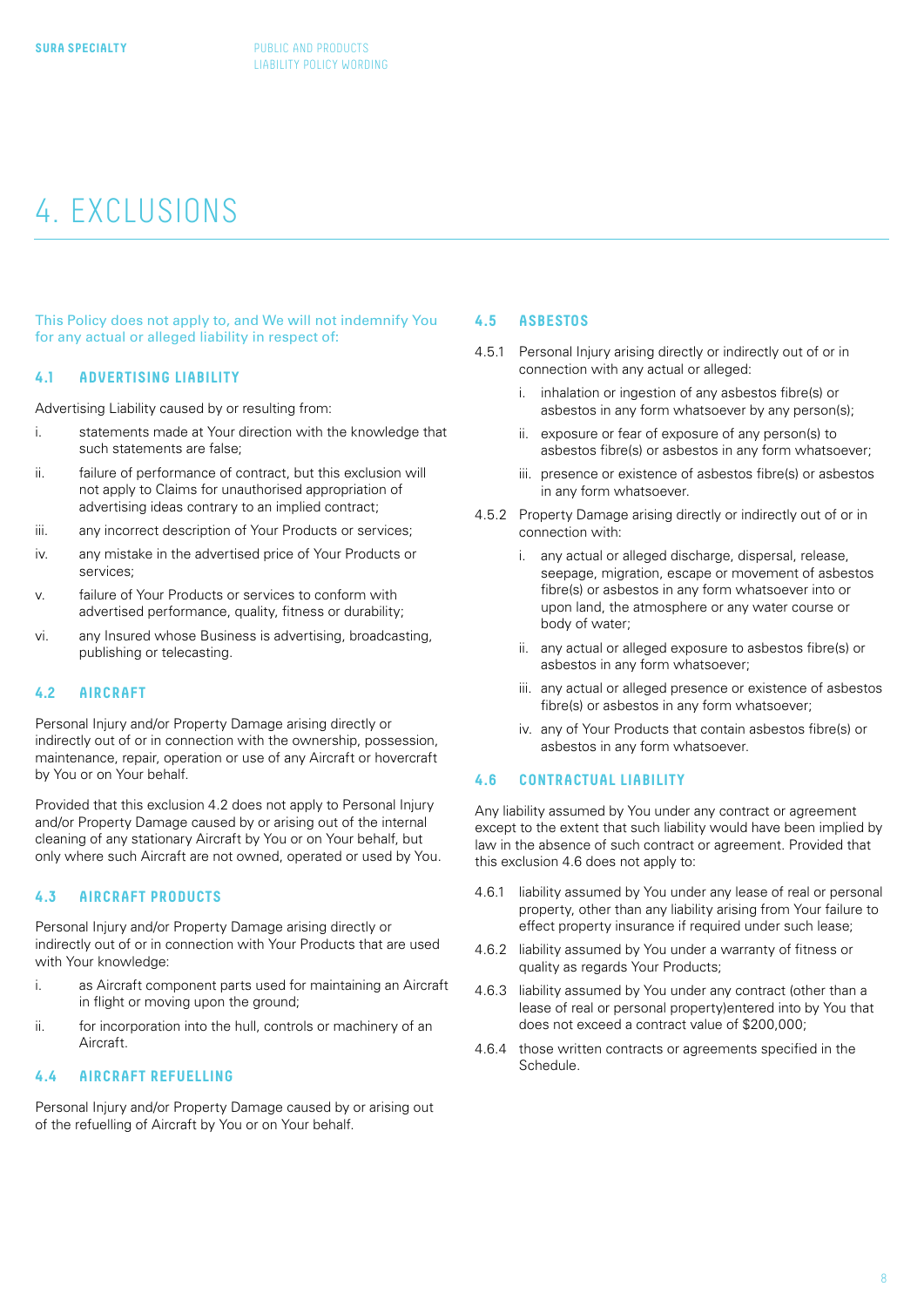# 4. EXCLUSIONS

This Policy does not apply to, and We will not indemnify You for any actual or alleged liability in respect of:

### 4.1 ADVERTISING LIABILITY

Advertising Liability caused by or resulting from:

i. statements made at Your direction with the knowledge that such statements are false;

ii. failure of performance of contract, but this exclusion will not apply to Claims for unauthorised appropriation of advertising ideas contrary to an implied contract;

iii. any incorrect description of Your Products or services;

iv. any mistake in the advertised price of Your Products or services;

v. failure of Your Products or services to conform with advertised performance, quality, fitness or durability;

vi. any Insured whose Business is advertising, broadcasting, publishing or telecasting.

### 4.2 AIRCRAFT

Personal Injury and/or Property Damage arising directly or indirectly out of or in connection with the ownership, possession, maintenance, repair, operation or use of any Aircraft or hovercraft by You or on Your behalf.

Provided that this exclusion 4.2 does not apply to Personal Injury and/or Property Damage caused by or arising out of the internal cleaning of any stationary Aircraft by You or on Your behalf, but only where such Aircraft are not owned, operated or used by You.

### 4.3 AIRCRAFT PRODUCTS

Personal Injury and/or Property Damage arising directly or indirectly out of or in connection with Your Products that are used with Your knowledge:

i. as Aircraft component parts used for maintaining an Aircraft in flight or moving upon the ground;

ii. for incorporation into the hull, controls or machinery of an Aircraft.

### 4.4 AIRCRAFT REFUELLING

Personal Injury and/or Property Damage caused by or arising out of the refuelling of Aircraft by You or on Your behalf.

### 4.5 ASBESTOS

4.5.1 Personal Injury arising directly or indirectly out of or in connection with any actual or alleged:

i. inhalation or ingestion of any asbestos fibre(s) or asbestos in any form whatsoever by any person(s);

ii. exposure or fear of exposure of any person(s) to asbestos fibre(s) or asbestos in any form whatsoever;

iii. presence or existence of asbestos fibre(s) or asbestos in any form whatsoever.

4.5.2 Property Damage arising directly or indirectly out of or in connection with:

i. any actual or alleged discharge, dispersal, release, seepage, migration, escape or movement of asbestos fibre(s) or asbestos in any form whatsoever into or upon land, the atmosphere or any water course or body of water;

ii. any actual or alleged exposure to asbestos fibre(s) or asbestos in any form whatsoever;

iii. any actual or alleged presence or existence of asbestos fibre(s) or asbestos in any form whatsoever;

iv. any of Your Products that contain asbestos fibre(s) or asbestos in any form whatsoever.

### 4.6 CONTRACTUAL LIABILITY

Any liability assumed by You under any contract or agreement except to the extent that such liability would have been implied by law in the absence of such contract or agreement. Provided that this exclusion 4.6 does not apply to:

4.6.1 liability assumed by You under any lease of real or personal property, other than any liability arising from Your failure to effect property insurance if required under such lease;

4.6.2 liability assumed by You under a warranty of fitness or quality as regards Your Products;

4.6.3 liability assumed by You under any contract (other than a lease of real or personal property)entered into by You that does not exceed a contract value of $200,000;

4.6.4 those written contracts or agreements specified in the Schedule.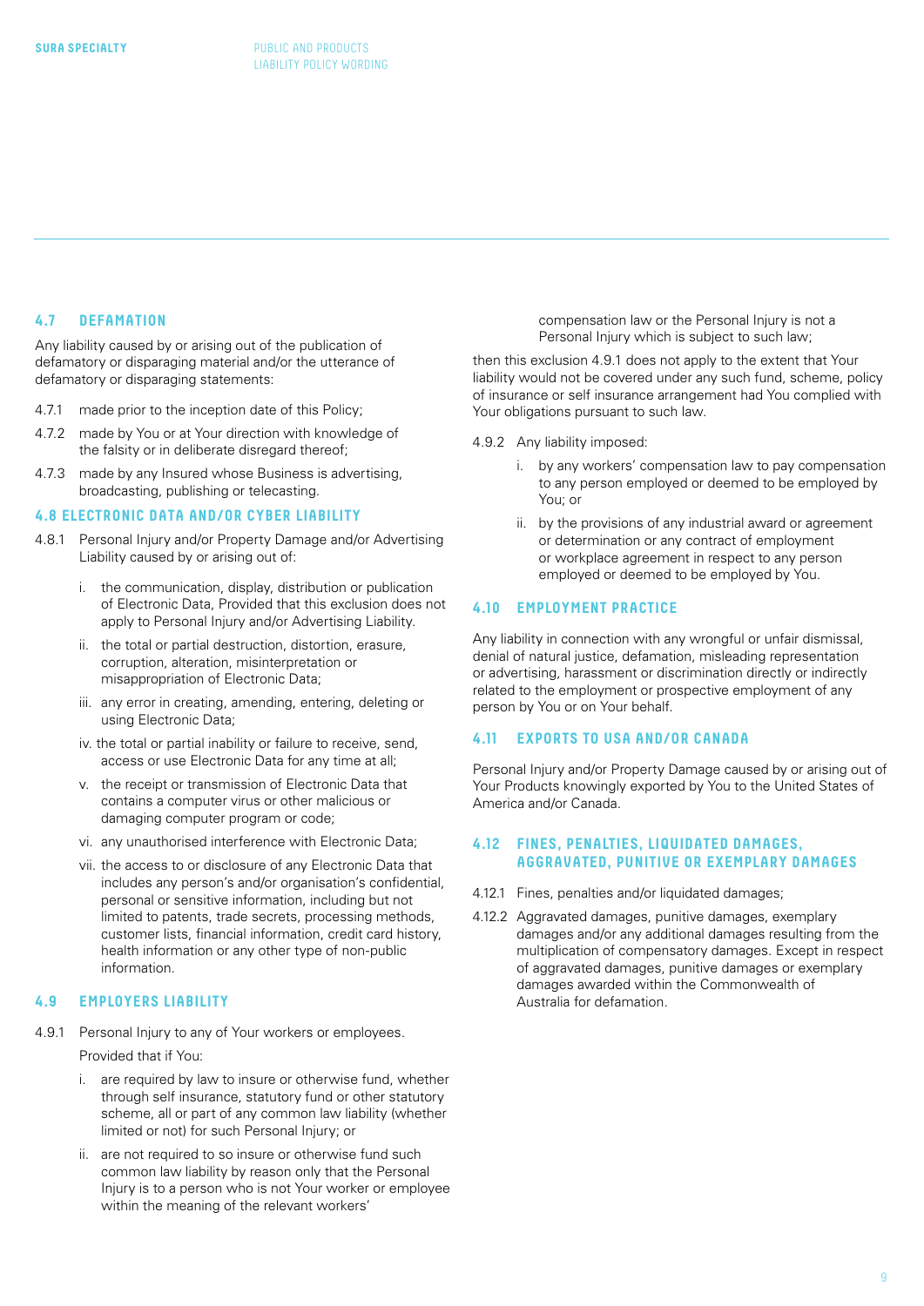### 4.7 DEFAMATION

Any liability caused by or arising out of the publication of defamatory or disparaging material and/or the utterance of defamatory or disparaging statements:

4.7.1 made prior to the inception date of this Policy;

4.7.2 made by You or at Your direction with knowledge of the falsity or in deliberate disregard thereof;

4.7.3 made by any Insured whose Business is advertising, broadcasting, publishing or telecasting.

### 4.8 ELECTRONIC DATA AND/OR CYBER LIABILITY

4.8.1 Personal Injury and/or Property Damage and/or Advertising Liability caused by or arising out of:

- i. the communication, display, distribution or publication of Electronic Data, Provided that this exclusion does not apply to Personal Injury and/or Advertising Liability.
- ii. the total or partial destruction, distortion, erasure, corruption, alteration, misinterpretation or misappropriation of Electronic Data;
- iii. any error in creating, amending, entering, deleting or using Electronic Data;
- iv. the total or partial inability or failure to receive, send, access or use Electronic Data for any time at all;
- v. the receipt or transmission of Electronic Data that contains a computer virus or other malicious or damaging computer program or code;
- vi. any unauthorised interference with Electronic Data;
- vii. the access to or disclosure of any Electronic Data that includes any person's and/or organisation's confidential, personal or sensitive information, including but not limited to patents, trade secrets, processing methods, customer lists, financial information, credit card history, health information or any other type of non-public information.

### 4.9 EMPLOYERS LIABILITY

4.9.1 Personal Injury to any of Your workers or employees.

Provided that if You:

- i. are required by law to insure or otherwise fund, whether through self insurance, statutory fund or other statutory scheme, all or part of any common law liability (whether limited or not) for such Personal Injury; or
- ii. are not required to so insure or otherwise fund such common law liability by reason only that the Personal Injury is to a person who is not Your worker or employee within the meaning of the relevant workers' compensation law or the Personal Injury is not a Personal Injury which is subject to such law;

then this exclusion 4.9.1 does not apply to the extent that Your liability would not be covered under any such fund, scheme, policy of insurance or self insurance arrangement had You complied with Your obligations pursuant to such law.

4.9.2 Any liability imposed:

- i. by any workers' compensation law to pay compensation to any person employed or deemed to be employed by You; or
- ii. by the provisions of any industrial award or agreement or determination or any contract of employment or workplace agreement in respect to any person employed or deemed to be employed by You.

### 4.10 EMPLOYMENT PRACTICE

Any liability in connection with any wrongful or unfair dismissal, denial of natural justice, defamation, misleading representation or advertising, harassment or discrimination directly or indirectly related to the employment or prospective employment of any person by You or on Your behalf.

### 4.11 EXPORTS TO USA AND/OR CANADA

Personal Injury and/or Property Damage caused by or arising out of Your Products knowingly exported by You to the United States of America and/or Canada.

### 4.12 FINES, PENALTIES, LIQUIDATED DAMAGES, AGGRAVATED, PUNITIVE OR EXEMPLARY DAMAGES

4.12.1 Fines, penalties and/or liquidated damages;

4.12.2 Aggravated damages, punitive damages, exemplary damages and/or any additional damages resulting from the multiplication of compensatory damages. Except in respect of aggravated damages, punitive damages or exemplary damages awarded within the Commonwealth of Australia for defamation.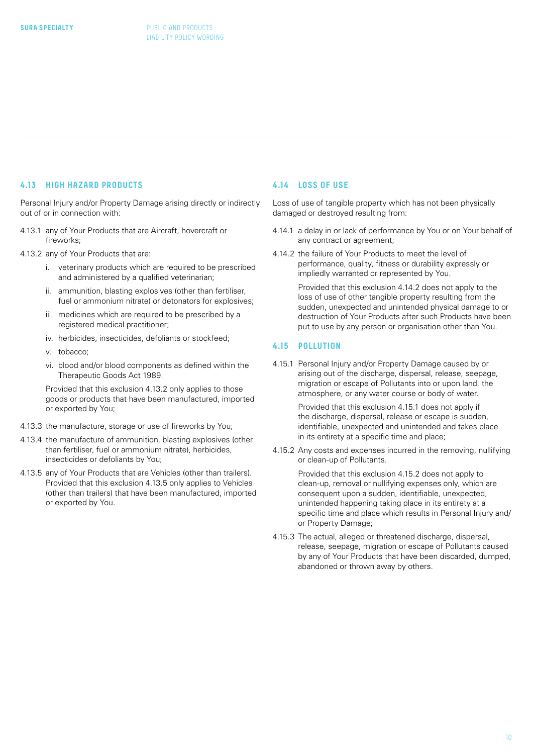## 4.13 HIGH HAZARD PRODUCTS

Personal Injury and/or Property Damage arising directly or indirectly out of or in connection with:

4.13.1 any of Your Products that are Aircraft, hovercraft or fireworks;

4.13.2 any of Your Products that are:

i. veterinary products which are required to be prescribed and administered by a qualified veterinarian;

ii. ammunition, blasting explosives (other than fertiliser, fuel or ammonium nitrate) or detonators for explosives;

iii. medicines which are required to be prescribed by a registered medical practitioner;

iv. herbicides, insecticides, defoliants or stockfeed;

v. tobacco;

vi. blood and/or blood components as defined within the Therapeutic Goods Act 1989.

Provided that this exclusion 4.13.2 only applies to those goods or products that have been manufactured, imported or exported by You;

4.13.3 the manufacture, storage or use of fireworks by You;

4.13.4 the manufacture of ammunition, blasting explosives (other than fertiliser, fuel or ammonium nitrate), herbicides, insecticides or defoliants by You;

4.13.5 any of Your Products that are Vehicles (other than trailers). Provided that this exclusion 4.13.5 only applies to Vehicles (other than trailers) that have been manufactured, imported or exported by You.

## 4.14 LOSS OF USE

Loss of use of tangible property which has not been physically damaged or destroyed resulting from:

4.14.1 a delay in or lack of performance by You or on Your behalf of any contract or agreement;

4.14.2 the failure of Your Products to meet the level of performance, quality, fitness or durability expressly or impliedly warranted or represented by You.

Provided that this exclusion 4.14.2 does not apply to the loss of use of other tangible property resulting from the sudden, unexpected and unintended physical damage to or destruction of Your Products after such Products have been put to use by any person or organisation other than You.

## 4.15 POLLUTION

4.15.1 Personal Injury and/or Property Damage caused by or arising out of the discharge, dispersal, release, seepage, migration or escape of Pollutants into or upon land, the atmosphere, or any water course or body of water.

Provided that this exclusion 4.15.1 does not apply if the discharge, dispersal, release or escape is sudden, identifiable, unexpected and unintended and takes place in its entirety at a specific time and place;

4.15.2 Any costs and expenses incurred in the removing, nullifying or clean-up of Pollutants.

Provided that this exclusion 4.15.2 does not apply to clean-up, removal or nullifying expenses only, which are consequent upon a sudden, identifiable, unexpected, unintended happening taking place in its entirety at a specific time and place which results in Personal Injury and/or Property Damage;

4.15.3 The actual, alleged or threatened discharge, dispersal, release, seepage, migration or escape of Pollutants caused by any of Your Products that have been discarded, dumped, abandoned or thrown away by others.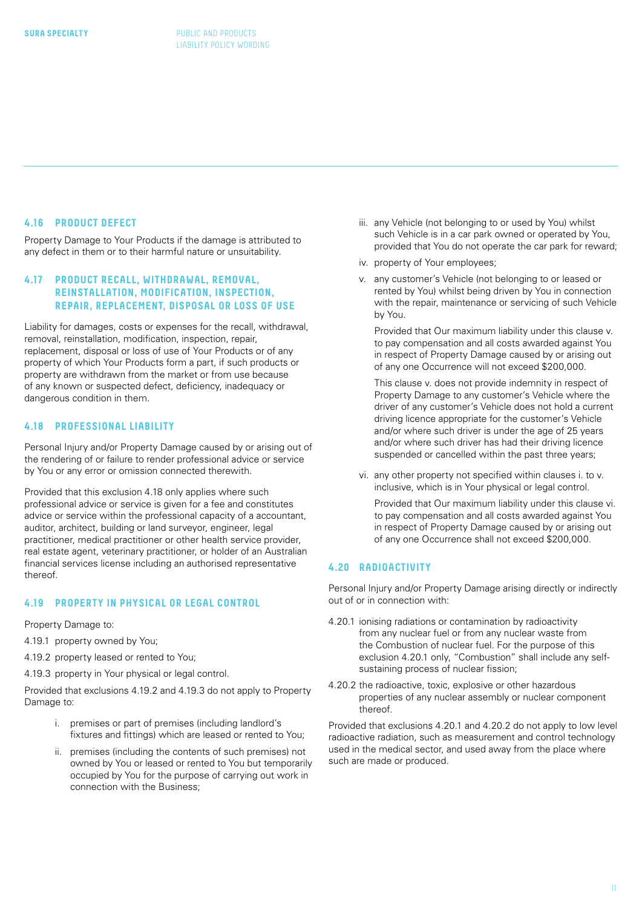## 4.16 PRODUCT DEFECT

Property Damage to Your Products if the damage is attributed to any defect in them or to their harmful nature or unsuitability.

## 4.17 PRODUCT RECALL, WITHDRAWAL, REMOVAL, REINSTALLATION, MODIFICATION, INSPECTION, REPAIR, REPLACEMENT, DISPOSAL OR LOSS OF USE

Liability for damages, costs or expenses for the recall, withdrawal, removal, reinstallation, modification, inspection, repair, replacement, disposal or loss of use of Your Products or of any property of which Your Products form a part, if such products or property are withdrawn from the market or from use because of any known or suspected defect, deficiency, inadequacy or dangerous condition in them.

## 4.18 PROFESSIONAL LIABILITY

Personal Injury and/or Property Damage caused by or arising out of the rendering of or failure to render professional advice or service by You or any error or omission connected therewith.

Provided that this exclusion 4.18 only applies where such professional advice or service is given for a fee and constitutes advice or service within the professional capacity of a accountant, auditor, architect, building or land surveyor, engineer, legal practitioner, medical practitioner or other health service provider, real estate agent, veterinary practitioner, or holder of an Australian financial services license including an authorised representative thereof.

## 4.19 PROPERTY IN PHYSICAL OR LEGAL CONTROL

Property Damage to:

4.19.1 property owned by You;

4.19.2 property leased or rented to You;

4.19.3 property in Your physical or legal control.

Provided that exclusions 4.19.2 and 4.19.3 do not apply to Property Damage to:

i. premises or part of premises (including landlord's fixtures and fittings) which are leased or rented to You;

ii. premises (including the contents of such premises) not owned by You or leased or rented to You but temporarily occupied by You for the purpose of carrying out work in connection with the Business;

iii. any Vehicle (not belonging to or used by You) whilst such Vehicle is in a car park owned or operated by You, provided that You do not operate the car park for reward;

iv. property of Your employees;

v. any customer's Vehicle (not belonging to or leased or rented by You) whilst being driven by You in connection with the repair, maintenance or servicing of such Vehicle by You.

   Provided that Our maximum liability under this clause v. to pay compensation and all costs awarded against You in respect of Property Damage caused by or arising out of any one Occurrence will not exceed $200,000.

   This clause v. does not provide indemnity in respect of Property Damage to any customer's Vehicle where the driver of any customer's Vehicle does not hold a current driving licence appropriate for the customer's Vehicle and/or where such driver is under the age of 25 years and/or where such driver has had their driving licence suspended or cancelled within the past three years;

vi. any other property not specified within clauses i. to v. inclusive, which is in Your physical or legal control.

   Provided that Our maximum liability under this clause vi. to pay compensation and all costs awarded against You in respect of Property Damage caused by or arising out of any one Occurrence shall not exceed $200,000.

## 4.20 RADIOACTIVITY

Personal Injury and/or Property Damage arising directly or indirectly out of or in connection with:

4.20.1 ionising radiations or contamination by radioactivity from any nuclear fuel or from any nuclear waste from the Combustion of nuclear fuel. For the purpose of this exclusion 4.20.1 only, "Combustion" shall include any self-sustaining process of nuclear fission;

4.20.2 the radioactive, toxic, explosive or other hazardous properties of any nuclear assembly or nuclear component thereof.

Provided that exclusions 4.20.1 and 4.20.2 do not apply to low level radioactive radiation, such as measurement and control technology used in the medical sector, and used away from the place where such are made or produced.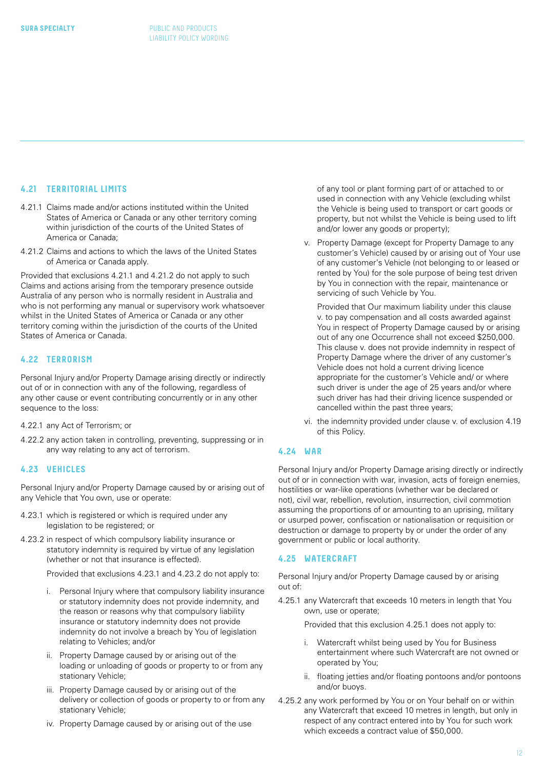### 4.21 TERRITORIAL LIMITS

4.21.1 Claims made and/or actions instituted within the United States of America or Canada or any other territory coming within jurisdiction of the courts of the United States of America or Canada;

4.21.2 Claims and actions to which the laws of the United States of America or Canada apply.

Provided that exclusions 4.21.1 and 4.21.2 do not apply to such Claims and actions arising from the temporary presence outside Australia of any person who is normally resident in Australia and who is not performing any manual or supervisory work whatsoever whilst in the United States of America or Canada or any other territory coming within the jurisdiction of the courts of the United States of America or Canada.

### 4.22 TERRORISM

Personal Injury and/or Property Damage arising directly or indirectly out of or in connection with any of the following, regardless of any other cause or event contributing concurrently or in any other sequence to the loss:

4.22.1 any Act of Terrorism; or

4.22.2 any action taken in controlling, preventing, suppressing or in any way relating to any act of terrorism.

### 4.23 VEHICLES

Personal Injury and/or Property Damage caused by or arising out of any Vehicle that You own, use or operate:

4.23.1 which is registered or which is required under any legislation to be registered; or

4.23.2 in respect of which compulsory liability insurance or statutory indemnity is required by virtue of any legislation (whether or not that insurance is effected).

Provided that exclusions 4.23.1 and 4.23.2 do not apply to:

i. Personal Injury where that compulsory liability insurance or statutory indemnity does not provide indemnity, and the reason or reasons why that compulsory liability insurance or statutory indemnity does not provide indemnity do not involve a breach by You of legislation relating to Vehicles; and/or

ii. Property Damage caused by or arising out of the loading or unloading of goods or property to or from any stationary Vehicle;

iii. Property Damage caused by or arising out of the delivery or collection of goods or property to or from any stationary Vehicle;

iv. Property Damage caused by or arising out of the use of any tool or plant forming part of or attached to or used in connection with any Vehicle (excluding whilst the Vehicle is being used to transport or cart goods or property, but not whilst the Vehicle is being used to lift and/or lower any goods or property);

v. Property Damage (except for Property Damage to any customer's Vehicle) caused by or arising out of Your use of any customer's Vehicle (not belonging to or leased or rented by You) for the sole purpose of being test driven by You in connection with the repair, maintenance or servicing of such Vehicle by You.

Provided that Our maximum liability under this clause v. to pay compensation and all costs awarded against You in respect of Property Damage caused by or arising out of any one Occurrence shall not exceed $250,000. This clause v. does not provide indemnity in respect of Property Damage where the driver of any customer's Vehicle does not hold a current driving licence appropriate for the customer's Vehicle and/ or where such driver is under the age of 25 years and/or where such driver has had their driving licence suspended or cancelled within the past three years;

vi. the indemnity provided under clause v. of exclusion 4.19 of this Policy.

### 4.24 WAR

Personal Injury and/or Property Damage arising directly or indirectly out of or in connection with war, invasion, acts of foreign enemies, hostilities or war-like operations (whether war be declared or not), civil war, rebellion, revolution, insurrection, civil commotion assuming the proportions of or amounting to an uprising, military or usurped power, confiscation or nationalisation or requisition or destruction or damage to property by or under the order of any government or public or local authority.

### 4.25 WATERCRAFT

Personal Injury and/or Property Damage caused by or arising out of:

4.25.1 any Watercraft that exceeds 10 meters in length that You own, use or operate;

Provided that this exclusion 4.25.1 does not apply to:

i. Watercraft whilst being used by You for Business entertainment where such Watercraft are not owned or operated by You;

ii. floating jetties and/or floating pontoons and/or pontoons and/or buoys.

4.25.2 any work performed by You or on Your behalf on or within any Watercraft that exceed 10 metres in length, but only in respect of any contract entered into by You for such work which exceeds a contract value of $50,000.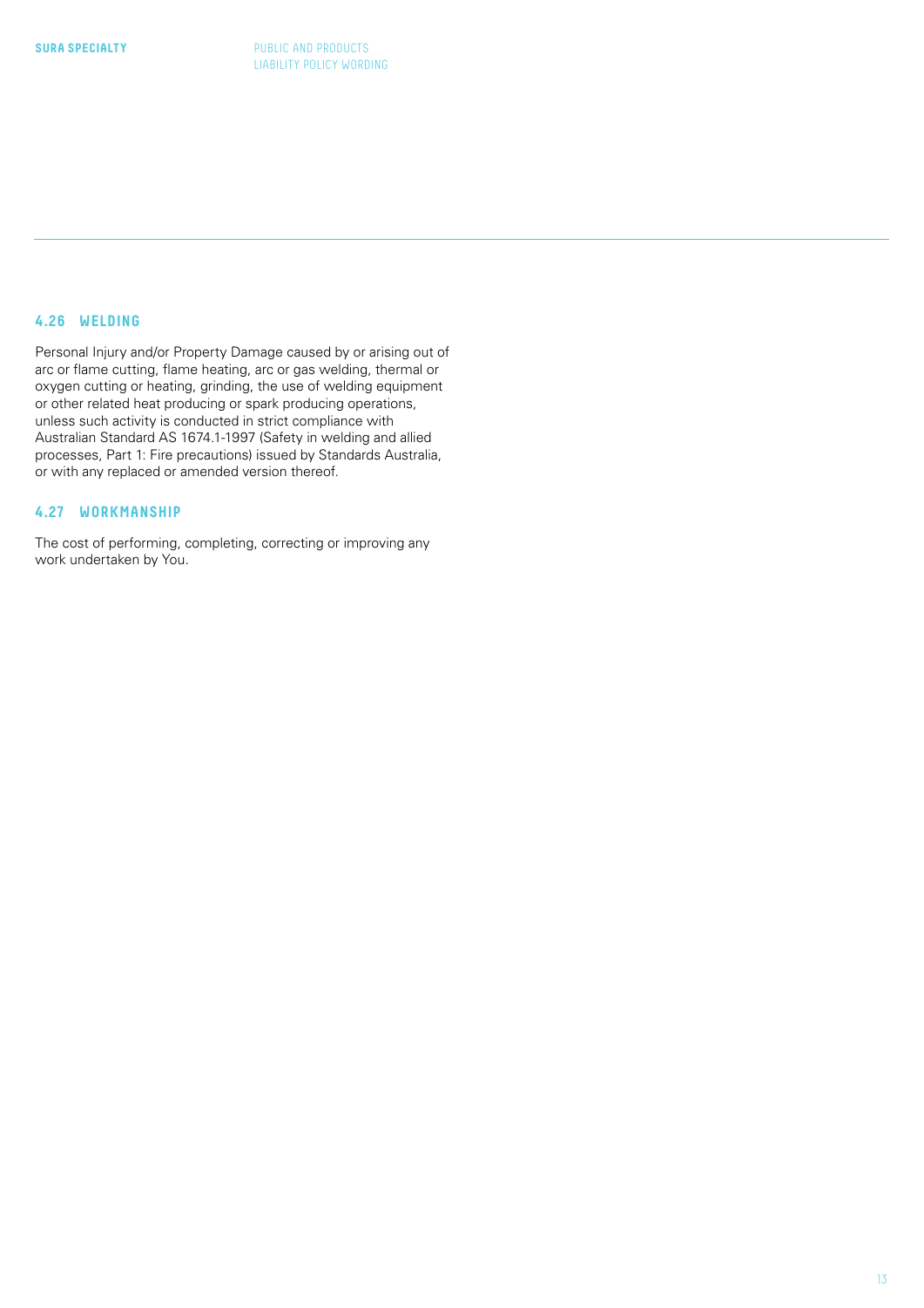### 4.26 WELDING

Personal Injury and/or Property Damage caused by or arising out of arc or flame cutting, flame heating, arc or gas welding, thermal or oxygen cutting or heating, grinding, the use of welding equipment or other related heat producing or spark producing operations, unless such activity is conducted in strict compliance with Australian Standard AS 1674.1-1997 (Safety in welding and allied processes, Part 1: Fire precautions) issued by Standards Australia, or with any replaced or amended version thereof.

### 4.27 WORKMANSHIP

The cost of performing, completing, correcting or improving any work undertaken by You.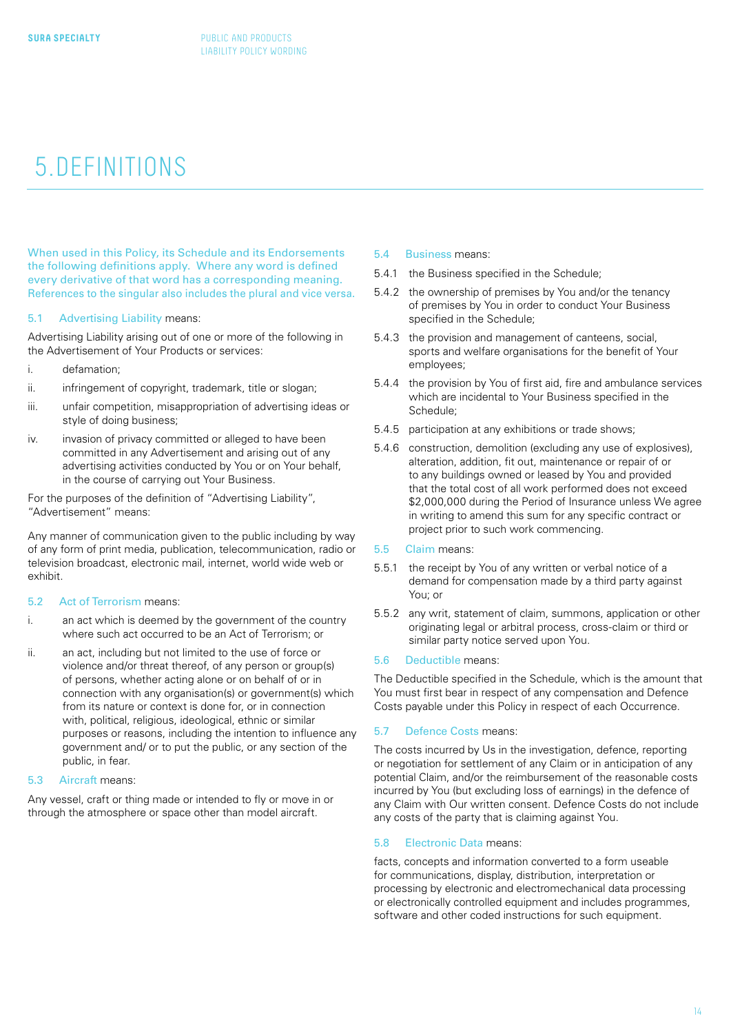# 5. DEFINITIONS

When used in this Policy, its Schedule and its Endorsements the following definitions apply. Where any word is defined every derivative of that word has a corresponding meaning. References to the singular also includes the plural and vice versa.

### 5.1 Advertising Liability means:

Advertising Liability arising out of one or more of the following in the Advertisement of Your Products or services:

i. defamation;

ii. infringement of copyright, trademark, title or slogan;

iii. unfair competition, misappropriation of advertising ideas or style of doing business;

iv. invasion of privacy committed or alleged to have been committed in any Advertisement and arising out of any advertising activities conducted by You or on Your behalf, in the course of carrying out Your Business.

For the purposes of the definition of "Advertising Liability", "Advertisement" means:

Any manner of communication given to the public including by way of any form of print media, publication, telecommunication, radio or television broadcast, electronic mail, internet, world wide web or exhibit.

### 5.2 Act of Terrorism means:

i. an act which is deemed by the government of the country where such act occurred to be an Act of Terrorism; or

ii. an act, including but not limited to the use of force or violence and/or threat thereof, of any person or group(s) of persons, whether acting alone or on behalf of or in connection with any organisation(s) or government(s) which from its nature or context is done for, or in connection with, political, religious, ideological, ethnic or similar purposes or reasons, including the intention to influence any government and/ or to put the public, or any section of the public, in fear.

### 5.3 Aircraft means:

Any vessel, craft or thing made or intended to fly or move in or through the atmosphere or space other than model aircraft.

### 5.4 Business means:

5.4.1 the Business specified in the Schedule;

5.4.2 the ownership of premises by You and/or the tenancy of premises by You in order to conduct Your Business specified in the Schedule;

5.4.3 the provision and management of canteens, social, sports and welfare organisations for the benefit of Your employees;

5.4.4 the provision by You of first aid, fire and ambulance services which are incidental to Your Business specified in the Schedule;

5.4.5 participation at any exhibitions or trade shows;

5.4.6 construction, demolition (excluding any use of explosives), alteration, addition, fit out, maintenance or repair of or to any buildings owned or leased by You and provided that the total cost of all work performed does not exceed $2,000,000 during the Period of Insurance unless We agree in writing to amend this sum for any specific contract or project prior to such work commencing.

### 5.5 Claim means:

5.5.1 the receipt by You of any written or verbal notice of a demand for compensation made by a third party against You; or

5.5.2 any writ, statement of claim, summons, application or other originating legal or arbitral process, cross-claim or third or similar party notice served upon You.

### 5.6 Deductible means:

The Deductible specified in the Schedule, which is the amount that You must first bear in respect of any compensation and Defence Costs payable under this Policy in respect of each Occurrence.

### 5.7 Defence Costs means:

The costs incurred by Us in the investigation, defence, reporting or negotiation for settlement of any Claim or in anticipation of any potential Claim, and/or the reimbursement of the reasonable costs incurred by You (but excluding loss of earnings) in the defence of any Claim with Our written consent. Defence Costs do not include any costs of the party that is claiming against You.

### 5.8 Electronic Data means:

facts, concepts and information converted to a form useable for communications, display, distribution, interpretation or processing by electronic and electromechanical data processing or electronically controlled equipment and includes programmes, software and other coded instructions for such equipment.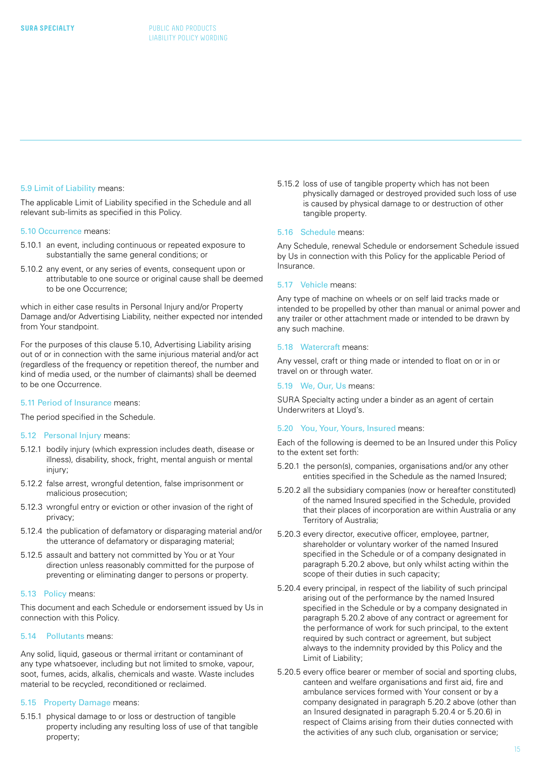**5.9 Limit of Liability** means:

The applicable Limit of Liability specified in the Schedule and all relevant sub-limits as specified in this Policy.

**5.10 Occurrence** means:

5.10.1 an event, including continuous or repeated exposure to substantially the same general conditions; or

5.10.2 any event, or any series of events, consequent upon or attributable to one source or original cause shall be deemed to be one Occurrence;

which in either case results in Personal Injury and/or Property Damage and/or Advertising Liability, neither expected nor intended from Your standpoint.

For the purposes of this clause 5.10, Advertising Liability arising out of or in connection with the same injurious material and/or act (regardless of the frequency or repetition thereof, the number and kind of media used, or the number of claimants) shall be deemed to be one Occurrence.

**5.11 Period of Insurance** means:

The period specified in the Schedule.

**5.12 Personal Injury** means:

5.12.1 bodily injury (which expression includes death, disease or illness), disability, shock, fright, mental anguish or mental injury;

5.12.2 false arrest, wrongful detention, false imprisonment or malicious prosecution;

5.12.3 wrongful entry or eviction or other invasion of the right of privacy;

5.12.4 the publication of defamatory or disparaging material and/or the utterance of defamatory or disparaging material;

5.12.5 assault and battery not committed by You or at Your direction unless reasonably committed for the purpose of preventing or eliminating danger to persons or property.

**5.13 Policy** means:

This document and each Schedule or endorsement issued by Us in connection with this Policy.

**5.14 Pollutants** means:

Any solid, liquid, gaseous or thermal irritant or contaminant of any type whatsoever, including but not limited to smoke, vapour, soot, fumes, acids, alkalis, chemicals and waste. Waste includes material to be recycled, reconditioned or reclaimed.

**5.15 Property Damage** means:

5.15.1 physical damage to or loss or destruction of tangible property including any resulting loss of use of that tangible property;

5.15.2 loss of use of tangible property which has not been physically damaged or destroyed provided such loss of use is caused by physical damage to or destruction of other tangible property.

**5.16 Schedule** means:

Any Schedule, renewal Schedule or endorsement Schedule issued by Us in connection with this Policy for the applicable Period of Insurance.

**5.17 Vehicle** means:

Any type of machine on wheels or on self laid tracks made or intended to be propelled by other than manual or animal power and any trailer or other attachment made or intended to be drawn by any such machine.

**5.18 Watercraft** means:

Any vessel, craft or thing made or intended to float on or in or travel on or through water.

**5.19 We, Our, Us** means:

SURA Specialty acting under a binder as an agent of certain Underwriters at Lloyd's.

**5.20 You, Your, Yours, Insured** means:

Each of the following is deemed to be an Insured under this Policy to the extent set forth:

5.20.1 the person(s), companies, organisations and/or any other entities specified in the Schedule as the named Insured;

5.20.2 all the subsidiary companies (now or hereafter constituted) of the named Insured specified in the Schedule, provided that their places of incorporation are within Australia or any Territory of Australia;

5.20.3 every director, executive officer, employee, partner, shareholder or voluntary worker of the named Insured specified in the Schedule or of a company designated in paragraph 5.20.2 above, but only whilst acting within the scope of their duties in such capacity;

5.20.4 every principal, in respect of the liability of such principal arising out of the performance by the named Insured specified in the Schedule or by a company designated in paragraph 5.20.2 above of any contract or agreement for the performance of work for such principal, to the extent required by such contract or agreement, but subject always to the indemnity provided by this Policy and the Limit of Liability;

5.20.5 every office bearer or member of social and sporting clubs, canteen and welfare organisations and first aid, fire and ambulance services formed with Your consent or by a company designated in paragraph 5.20.2 above (other than an Insured designated in paragraph 5.20.4 or 5.20.6) in respect of Claims arising from their duties connected with the activities of any such club, organisation or service;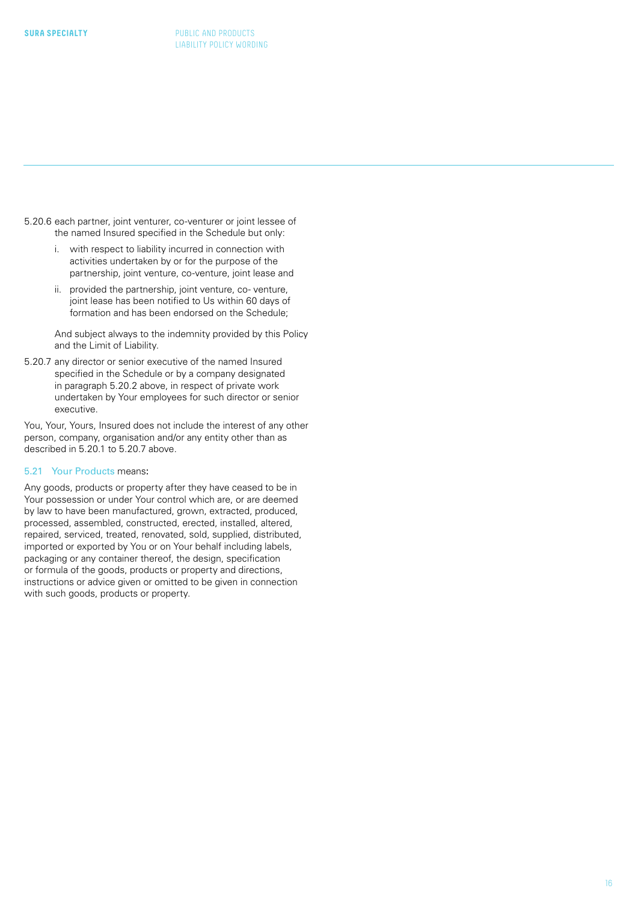5.20.6 each partner, joint venturer, co-venturer or joint lessee of the named Insured specified in the Schedule but only:

i. with respect to liability incurred in connection with activities undertaken by or for the purpose of the partnership, joint venture, co-venture, joint lease and

ii. provided the partnership, joint venture, co- venture, joint lease has been notified to Us within 60 days of formation and has been endorsed on the Schedule;

And subject always to the indemnity provided by this Policy and the Limit of Liability.

5.20.7 any director or senior executive of the named Insured specified in the Schedule or by a company designated in paragraph 5.20.2 above, in respect of private work undertaken by Your employees for such director or senior executive.

You, Your, Yours, Insured does not include the interest of any other person, company, organisation and/or any entity other than as described in 5.20.1 to 5.20.7 above.

### 5.21 Your Products means:

Any goods, products or property after they have ceased to be in Your possession or under Your control which are, or are deemed by law to have been manufactured, grown, extracted, produced, processed, assembled, constructed, erected, installed, altered, repaired, serviced, treated, renovated, sold, supplied, distributed, imported or exported by You or on Your behalf including labels, packaging or any container thereof, the design, specification or formula of the goods, products or property and directions, instructions or advice given or omitted to be given in connection with such goods, products or property.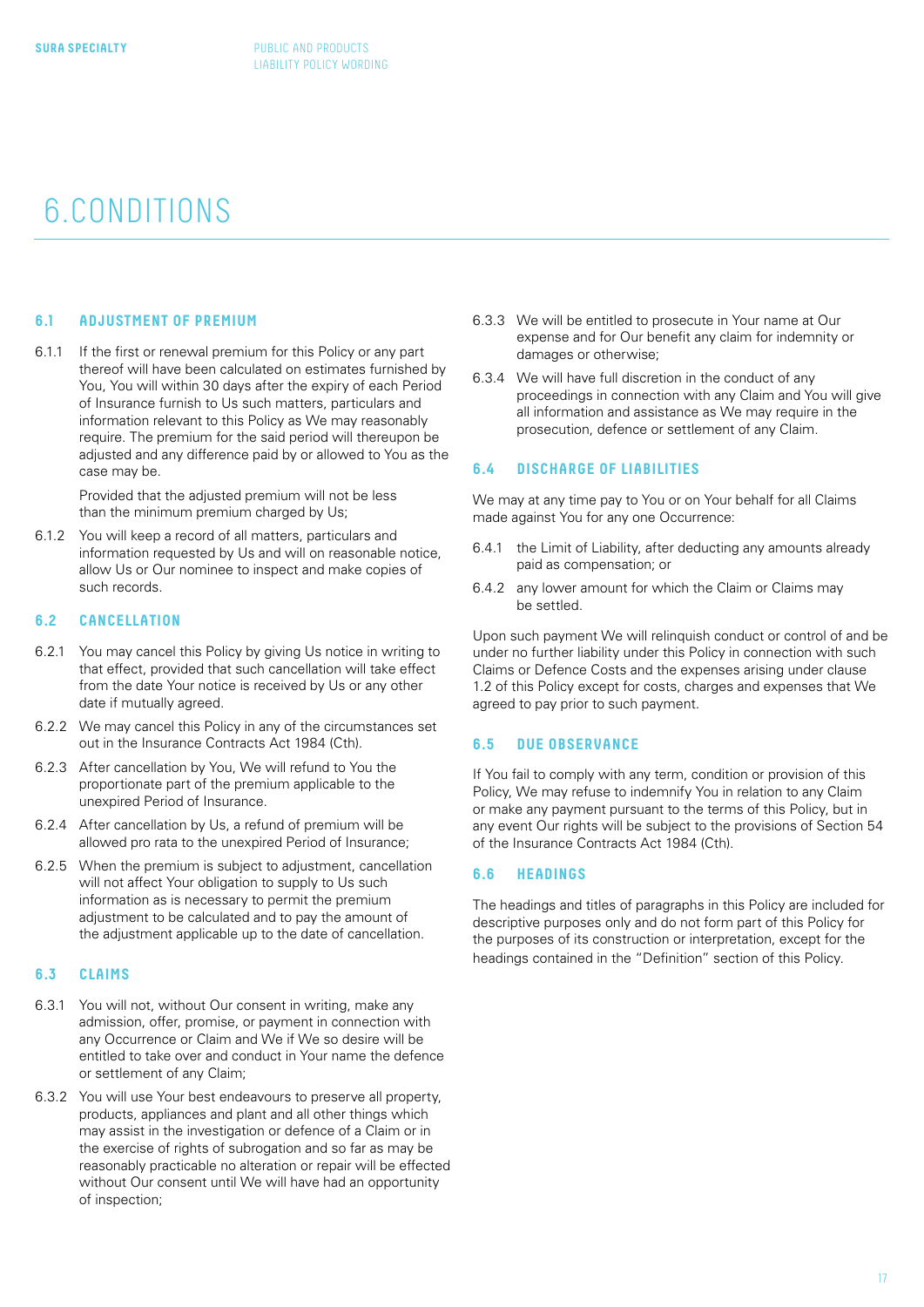# 6. CONDITIONS

## 6.1 ADJUSTMENT OF PREMIUM

6.1.1 If the first or renewal premium for this Policy or any part thereof will have been calculated on estimates furnished by You, You will within 30 days after the expiry of each Period of Insurance furnish to Us such matters, particulars and information relevant to this Policy as We may reasonably require. The premium for the said period will thereupon be adjusted and any difference paid by or allowed to You as the case may be.

Provided that the adjusted premium will not be less than the minimum premium charged by Us;

6.1.2 You will keep a record of all matters, particulars and information requested by Us and will on reasonable notice, allow Us or Our nominee to inspect and make copies of such records.

## 6.2 CANCELLATION

6.2.1 You may cancel this Policy by giving Us notice in writing to that effect, provided that such cancellation will take effect from the date Your notice is received by Us or any other date if mutually agreed.

6.2.2 We may cancel this Policy in any of the circumstances set out in the Insurance Contracts Act 1984 (Cth).

6.2.3 After cancellation by You, We will refund to You the proportionate part of the premium applicable to the unexpired Period of Insurance.

6.2.4 After cancellation by Us, a refund of premium will be allowed pro rata to the unexpired Period of Insurance;

6.2.5 When the premium is subject to adjustment, cancellation will not affect Your obligation to supply to Us such information as is necessary to permit the premium adjustment to be calculated and to pay the amount of the adjustment applicable up to the date of cancellation.

## 6.3 CLAIMS

6.3.1 You will not, without Our consent in writing, make any admission, offer, promise, or payment in connection with any Occurrence or Claim and We if We so desire will be entitled to take over and conduct in Your name the defence or settlement of any Claim;

6.3.2 You will use Your best endeavours to preserve all property, products, appliances and plant and all other things which may assist in the investigation or defence of a Claim or in the exercise of rights of subrogation and so far as may be reasonably practicable no alteration or repair will be effected without Our consent until We will have had an opportunity of inspection;

6.3.3 We will be entitled to prosecute in Your name at Our expense and for Our benefit any claim for indemnity or damages or otherwise;

6.3.4 We will have full discretion in the conduct of any proceedings in connection with any Claim and You will give all information and assistance as We may require in the prosecution, defence or settlement of any Claim.

## 6.4 DISCHARGE OF LIABILITIES

We may at any time pay to You or on Your behalf for all Claims made against You for any one Occurrence:

6.4.1 the Limit of Liability, after deducting any amounts already paid as compensation; or

6.4.2 any lower amount for which the Claim or Claims may be settled.

Upon such payment We will relinquish conduct or control of and be under no further liability under this Policy in connection with such Claims or Defence Costs and the expenses arising under clause 1.2 of this Policy except for costs, charges and expenses that We agreed to pay prior to such payment.

## 6.5 DUE OBSERVANCE

If You fail to comply with any term, condition or provision of this Policy, We may refuse to indemnify You in relation to any Claim or make any payment pursuant to the terms of this Policy, but in any event Our rights will be subject to the provisions of Section 54 of the Insurance Contracts Act 1984 (Cth).

## 6.6 HEADINGS

The headings and titles of paragraphs in this Policy are included for descriptive purposes only and do not form part of this Policy for the purposes of its construction or interpretation, except for the headings contained in the "Definition" section of this Policy.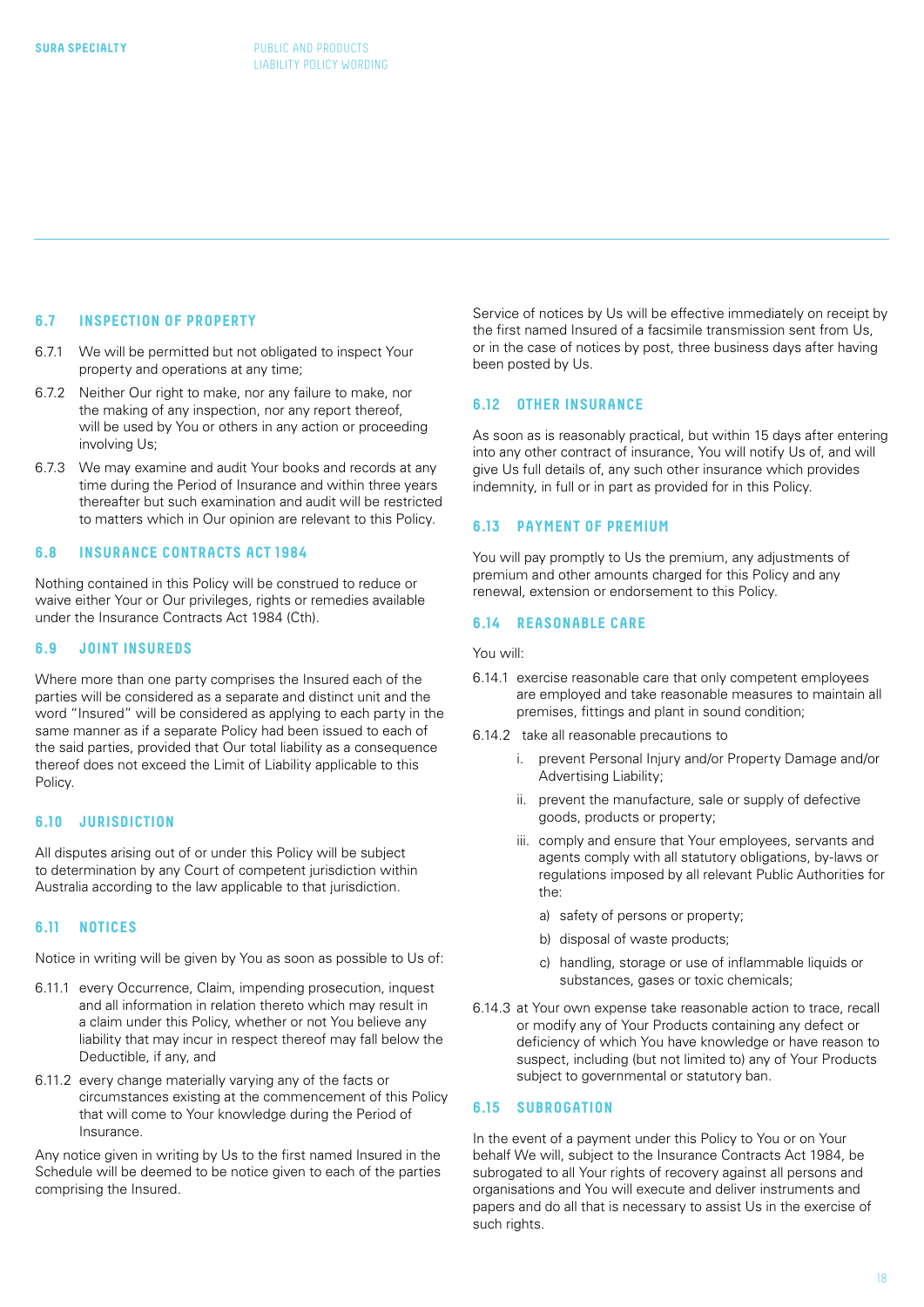### 6.7 INSPECTION OF PROPERTY

6.7.1 We will be permitted but not obligated to inspect Your property and operations at any time;

6.7.2 Neither Our right to make, nor any failure to make, nor the making of any inspection, nor any report thereof, will be used by You or others in any action or proceeding involving Us;

6.7.3 We may examine and audit Your books and records at any time during the Period of Insurance and within three years thereafter but such examination and audit will be restricted to matters which in Our opinion are relevant to this Policy.

### 6.8 INSURANCE CONTRACTS ACT 1984

Nothing contained in this Policy will be construed to reduce or waive either Your or Our privileges, rights or remedies available under the Insurance Contracts Act 1984 (Cth).

### 6.9 JOINT INSUREDS

Where more than one party comprises the Insured each of the parties will be considered as a separate and distinct unit and the word "Insured" will be considered as applying to each party in the same manner as if a separate Policy had been issued to each of the said parties, provided that Our total liability as a consequence thereof does not exceed the Limit of Liability applicable to this Policy.

### 6.10 JURISDICTION

All disputes arising out of or under this Policy will be subject to determination by any Court of competent jurisdiction within Australia according to the law applicable to that jurisdiction.

### 6.11 NOTICES

Notice in writing will be given by You as soon as possible to Us of:

6.11.1 every Occurrence, Claim, impending prosecution, inquest and all information in relation thereto which may result in a claim under this Policy, whether or not You believe any liability that may incur in respect thereof may fall below the Deductible, if any, and

6.11.2 every change materially varying any of the facts or circumstances existing at the commencement of this Policy that will come to Your knowledge during the Period of Insurance.

Any notice given in writing by Us to the first named Insured in the Schedule will be deemed to be notice given to each of the parties comprising the Insured.

Service of notices by Us will be effective immediately on receipt by the first named Insured of a facsimile transmission sent from Us, or in the case of notices by post, three business days after having been posted by Us.

### 6.12 OTHER INSURANCE

As soon as is reasonably practical, but within 15 days after entering into any other contract of insurance, You will notify Us of, and will give Us full details of, any such other insurance which provides indemnity, in full or in part as provided for in this Policy.

### 6.13 PAYMENT OF PREMIUM

You will pay promptly to Us the premium, any adjustments of premium and other amounts charged for this Policy and any renewal, extension or endorsement to this Policy.

### 6.14 REASONABLE CARE

You will:

6.14.1 exercise reasonable care that only competent employees are employed and take reasonable measures to maintain all premises, fittings and plant in sound condition;

6.14.2 take all reasonable precautions to

- i. prevent Personal Injury and/or Property Damage and/or Advertising Liability;
- ii. prevent the manufacture, sale or supply of defective goods, products or property;
- iii. comply and ensure that Your employees, servants and agents comply with all statutory obligations, by-laws or regulations imposed by all relevant Public Authorities for the:
  - a) safety of persons or property;
  - b) disposal of waste products;
  - c) handling, storage or use of inflammable liquids or substances, gases or toxic chemicals;

6.14.3 at Your own expense take reasonable action to trace, recall or modify any of Your Products containing any defect or deficiency of which You have knowledge or have reason to suspect, including (but not limited to) any of Your Products subject to governmental or statutory ban.

### 6.15 SUBROGATION

In the event of a payment under this Policy to You or on Your behalf We will, subject to the Insurance Contracts Act 1984, be subrogated to all Your rights of recovery against all persons and organisations and You will execute and deliver instruments and papers and do all that is necessary to assist Us in the exercise of such rights.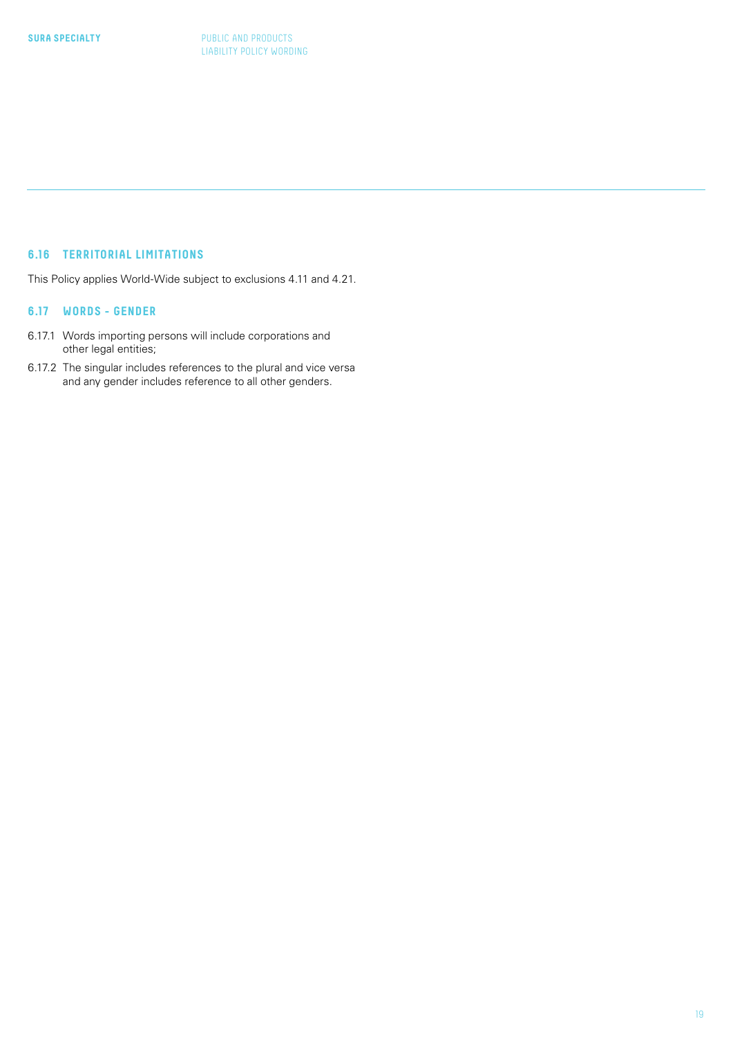### 6.16 TERRITORIAL LIMITATIONS

This Policy applies World-Wide subject to exclusions 4.11 and 4.21.

### 6.17 WORDS - GENDER

6.17.1 Words importing persons will include corporations and other legal entities;

6.17.2 The singular includes references to the plural and vice versa and any gender includes reference to all other genders.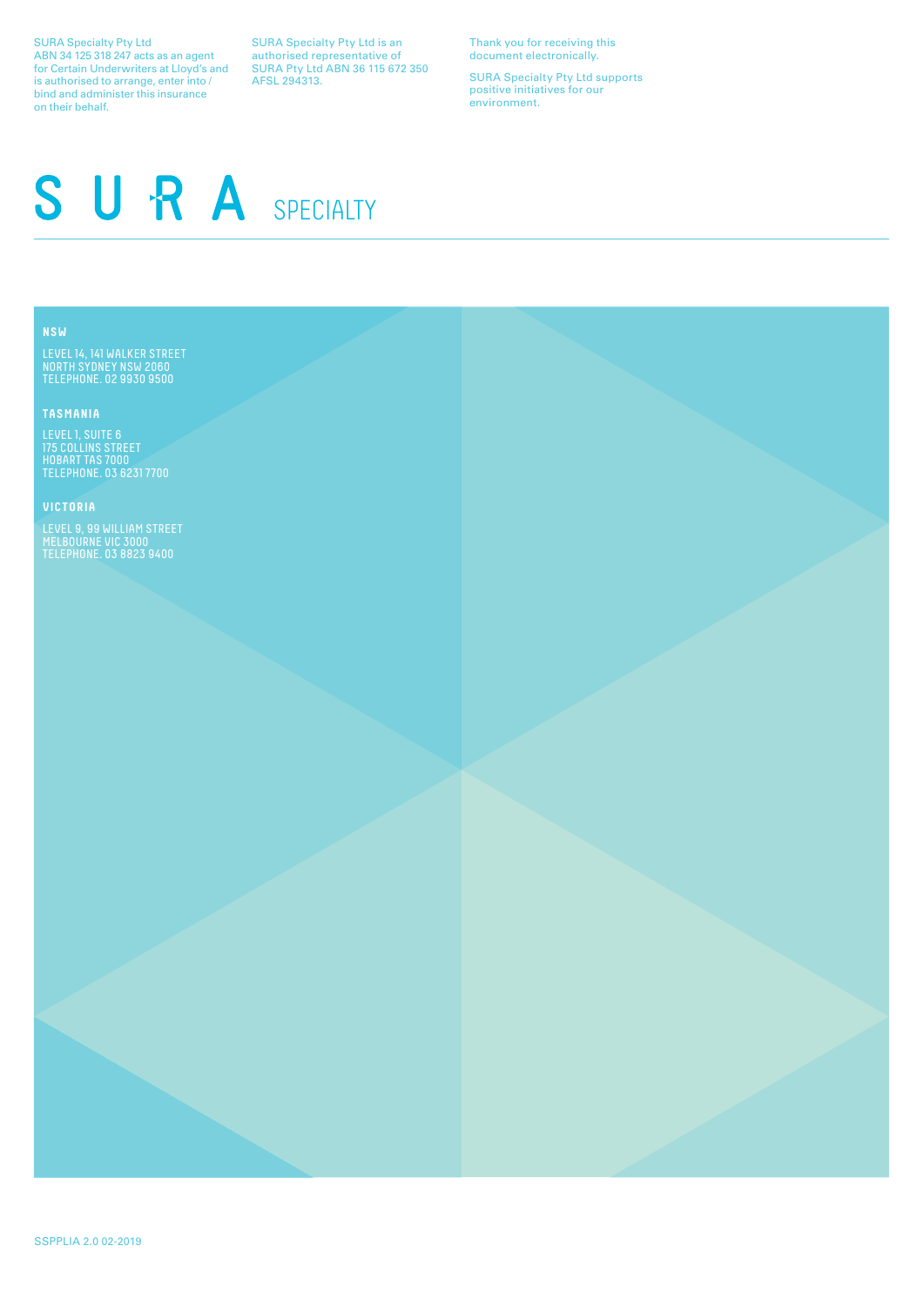SURA Specialty Pty Ltd
ABN 34 125 318 247 acts as an agent for Certain Underwriters at Lloyd's and is authorised to arrange, enter into / bind and administer this insurance on their behalf.

SURA Specialty Pty Ltd is an authorised representative of SURA Pty Ltd ABN 36 115 672 350 AFSL 294313.

Thank you for receiving this document electronically.

SURA Specialty Pty Ltd supports positive initiatives for our environment.

# SURA SPECIALTY

## NSW

LEVEL 14, 141 WALKER STREET
NORTH SYDNEY NSW 2060
TELEPHONE. 02 9930 9500

## TASMANIA

LEVEL 1, SUITE 6
175 COLLINS STREET
HOBART TAS 7000
TELEPHONE. 03 6231 7700

## VICTORIA

LEVEL 9, 99 WILLIAM STREET
MELBOURNE VIC 3000
TELEPHONE. 03 8823 9400

SSPPLIA 2.0 02-2019